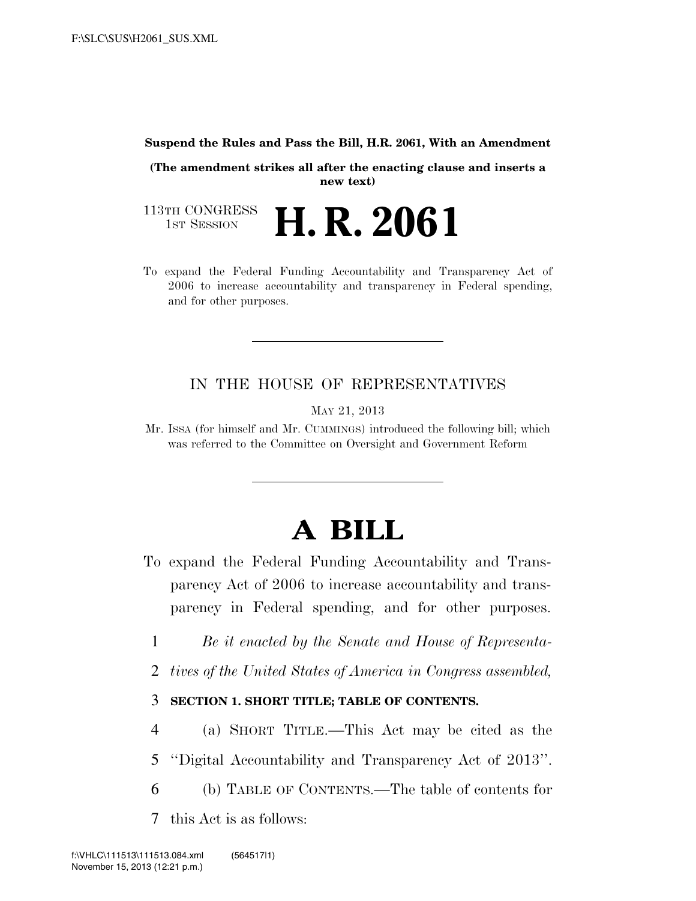**Suspend the Rules and Pass the Bill, H.R. 2061, With an Amendment**

**(The amendment strikes all after the enacting clause and inserts a new text)**

113TH CONGRESS
1ST SESSION

# H. R. 2061

To expand the Federal Funding Accountability and Transparency Act of 2006 to increase accountability and transparency in Federal spending, and for other purposes.

IN THE HOUSE OF REPRESENTATIVES

MAY 21, 2013

Mr. ISSA (for himself and Mr. CUMMINGS) introduced the following bill; which was referred to the Committee on Oversight and Government Reform

# A BILL

To expand the Federal Funding Accountability and Transparency Act of 2006 to increase accountability and transparency in Federal spending, and for other purposes.

1 *Be it enacted by the Senate and House of Representa-*
2 *tives of the United States of America in Congress assembled,*

3 **SECTION 1. SHORT TITLE; TABLE OF CONTENTS.**

4 (a) SHORT TITLE.—This Act may be cited as the
5 "Digital Accountability and Transparency Act of 2013".
6 (b) TABLE OF CONTENTS.—The table of contents for
7 this Act is as follows: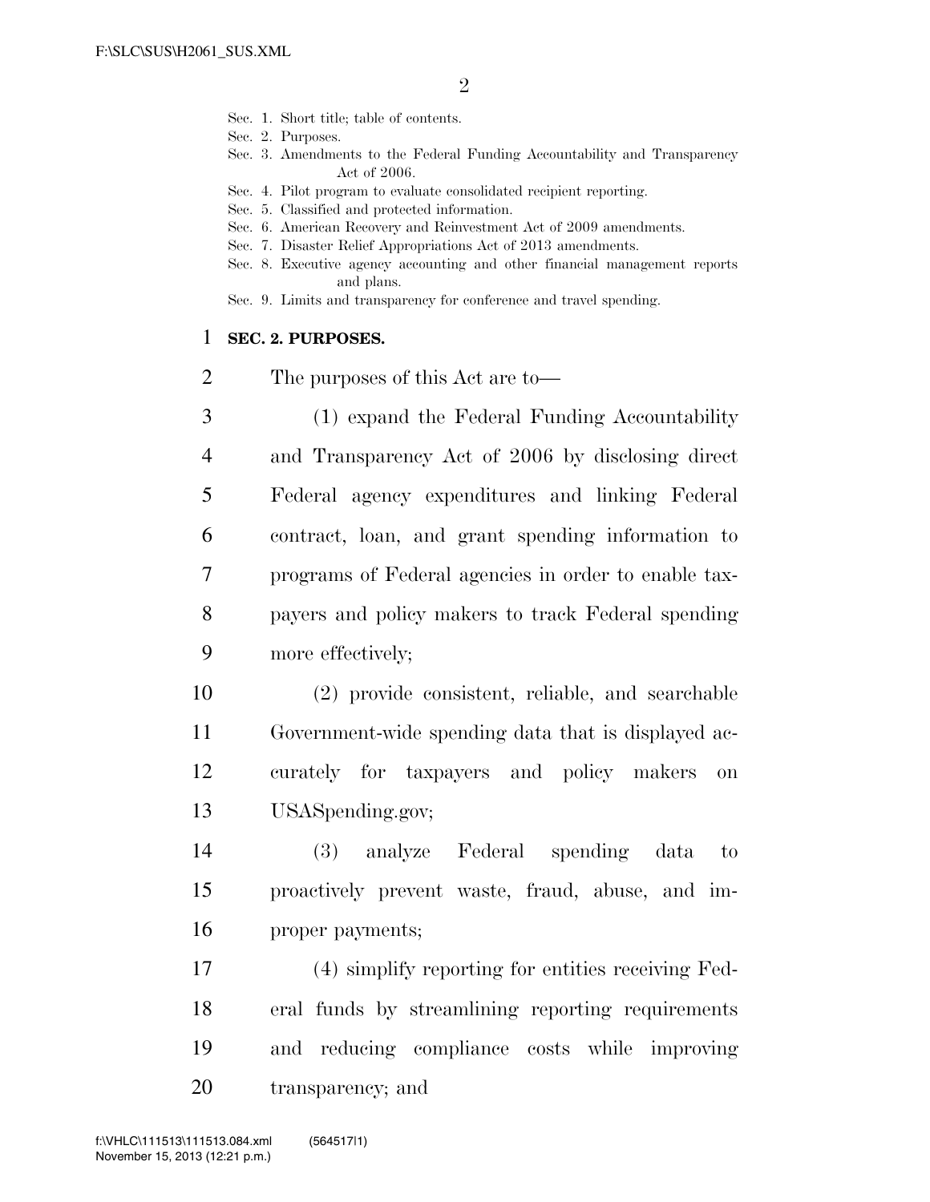Sec. 1. Short title; table of contents.
Sec. 2. Purposes.
Sec. 3. Amendments to the Federal Funding Accountability and Transparency Act of 2006.
Sec. 4. Pilot program to evaluate consolidated recipient reporting.
Sec. 5. Classified and protected information.
Sec. 6. American Recovery and Reinvestment Act of 2009 amendments.
Sec. 7. Disaster Relief Appropriations Act of 2013 amendments.
Sec. 8. Executive agency accounting and other financial management reports and plans.
Sec. 9. Limits and transparency for conference and travel spending.

**SEC. 2. PURPOSES.**

The purposes of this Act are to—

(1) expand the Federal Funding Accountability and Transparency Act of 2006 by disclosing direct Federal agency expenditures and linking Federal contract, loan, and grant spending information to programs of Federal agencies in order to enable taxpayers and policy makers to track Federal spending more effectively;

(2) provide consistent, reliable, and searchable Government-wide spending data that is displayed accurately for taxpayers and policy makers on USASpending.gov;

(3) analyze Federal spending data to proactively prevent waste, fraud, abuse, and improper payments;

(4) simplify reporting for entities receiving Federal funds by streamlining reporting requirements and reducing compliance costs while improving transparency; and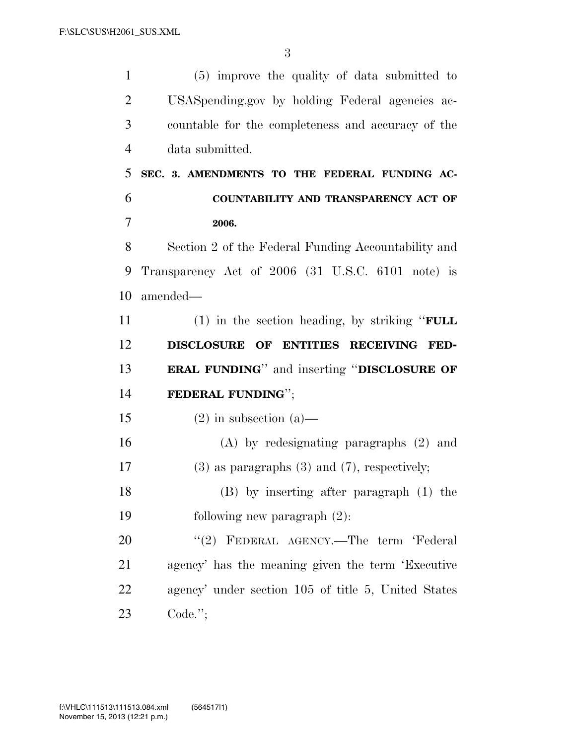(5) improve the quality of data submitted to USASpending.gov by holding Federal agencies accountable for the completeness and accuracy of the data submitted.

**SEC. 3. AMENDMENTS TO THE FEDERAL FUNDING ACCOUNTABILITY AND TRANSPARENCY ACT OF 2006.**

Section 2 of the Federal Funding Accountability and Transparency Act of 2006 (31 U.S.C. 6101 note) is amended—

(1) in the section heading, by striking "**FULL DISCLOSURE OF ENTITIES RECEIVING FEDERAL FUNDING**" and inserting "**DISCLOSURE OF FEDERAL FUNDING**";

(2) in subsection (a)—

(A) by redesignating paragraphs (2) and (3) as paragraphs (3) and (7), respectively;

(B) by inserting after paragraph (1) the following new paragraph (2):

"(2) FEDERAL AGENCY.—The term 'Federal agency' has the meaning given the term 'Executive agency' under section 105 of title 5, United States Code.";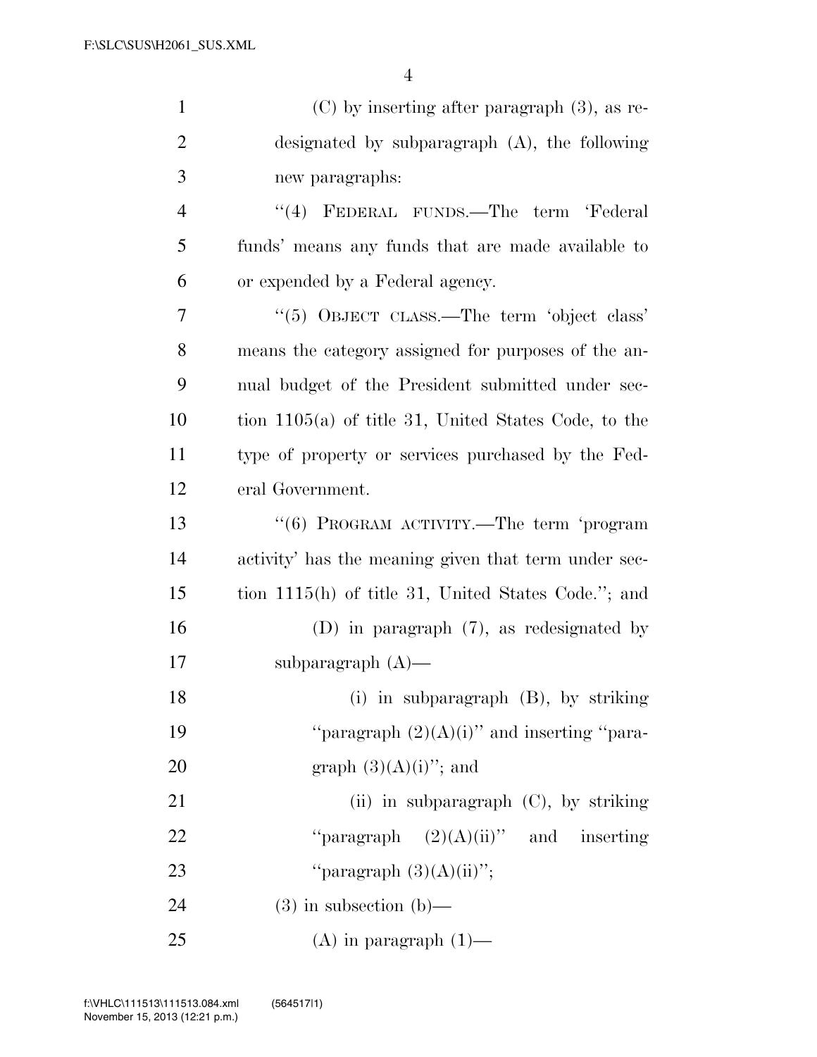(C) by inserting after paragraph (3), as redesignated by subparagraph (A), the following new paragraphs:

"(4) FEDERAL FUNDS.—The term 'Federal funds' means any funds that are made available to or expended by a Federal agency.

"(5) OBJECT CLASS.—The term 'object class' means the category assigned for purposes of the annual budget of the President submitted under section 1105(a) of title 31, United States Code, to the type of property or services purchased by the Federal Government.

"(6) PROGRAM ACTIVITY.—The term 'program activity' has the meaning given that term under section 1115(h) of title 31, United States Code."; and

(D) in paragraph (7), as redesignated by subparagraph (A)—

(i) in subparagraph (B), by striking "paragraph (2)(A)(i)" and inserting "paragraph (3)(A)(i)"; and

(ii) in subparagraph (C), by striking "paragraph (2)(A)(ii)" and inserting "paragraph (3)(A)(ii)";

(3) in subsection (b)—

(A) in paragraph (1)—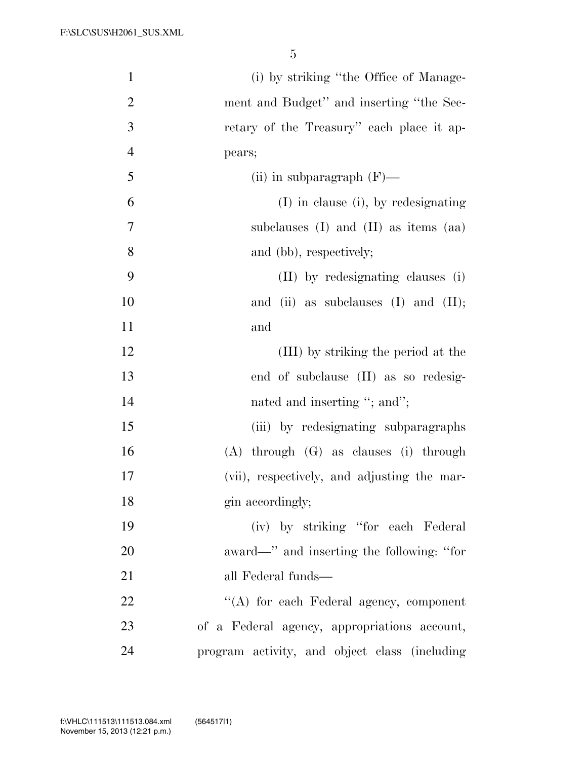(i) by striking "the Office of Management and Budget" and inserting "the Secretary of the Treasury" each place it appears;

(ii) in subparagraph (F)—

(I) in clause (i), by redesignating subclauses (I) and (II) as items (aa) and (bb), respectively;

(II) by redesignating clauses (i) and (ii) as subclauses (I) and (II); and

(III) by striking the period at the end of subclause (II) as so redesignated and inserting "; and";

(iii) by redesignating subparagraphs (A) through (G) as clauses (i) through (vii), respectively, and adjusting the margin accordingly;

(iv) by striking "for each Federal award—" and inserting the following: "for all Federal funds—

"(A) for each Federal agency, component of a Federal agency, appropriations account, program activity, and object class (including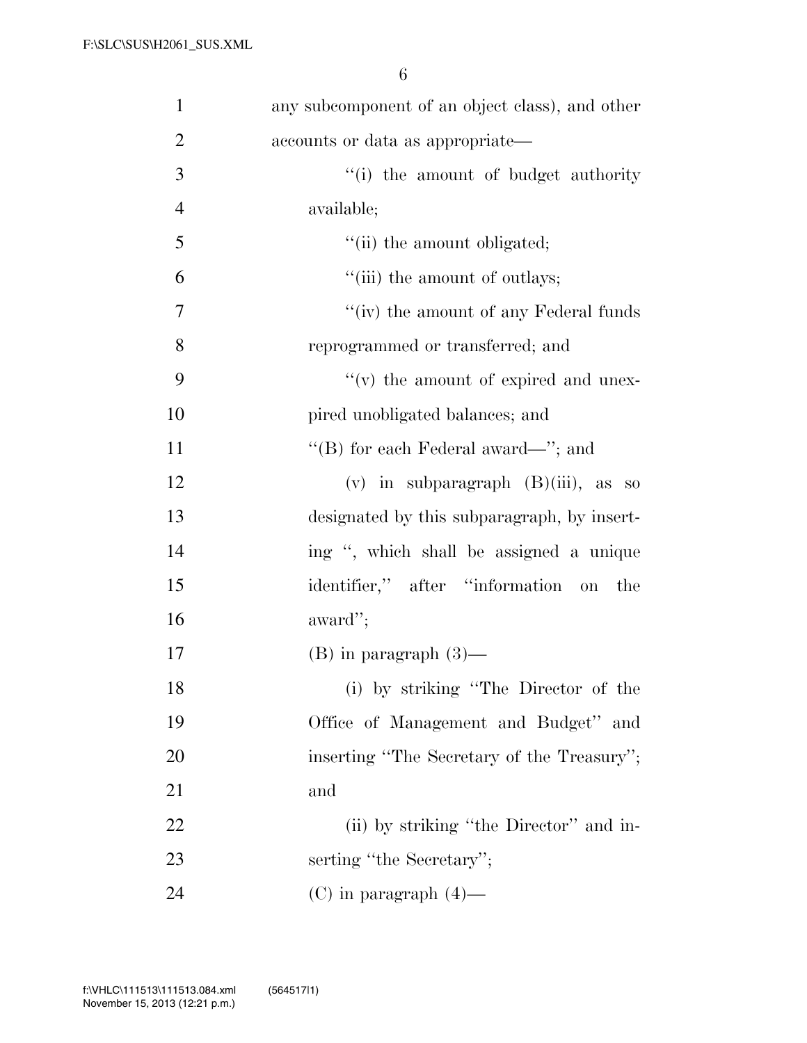any subcomponent of an object class), and other accounts or data as appropriate—

''(i) the amount of budget authority available;

''(ii) the amount obligated;

''(iii) the amount of outlays;

''(iv) the amount of any Federal funds reprogrammed or transferred; and

''(v) the amount of expired and unexpired unobligated balances; and

''(B) for each Federal award—''; and

(v) in subparagraph (B)(iii), as so designated by this subparagraph, by inserting '', which shall be assigned a unique identifier,'' after ''information on the award'';

(B) in paragraph (3)—

(i) by striking ''The Director of the Office of Management and Budget'' and inserting ''The Secretary of the Treasury''; and

(ii) by striking ''the Director'' and inserting ''the Secretary'';

(C) in paragraph (4)—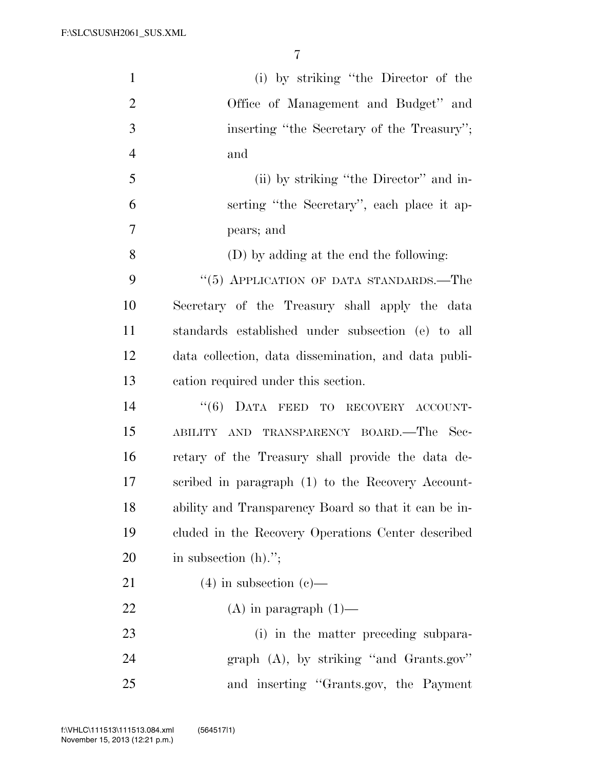(i) by striking "the Director of the Office of Management and Budget" and inserting "the Secretary of the Treasury"; and

(ii) by striking "the Director" and inserting "the Secretary", each place it appears; and

(D) by adding at the end the following:

"(5) APPLICATION OF DATA STANDARDS.—The Secretary of the Treasury shall apply the data standards established under subsection (e) to all data collection, data dissemination, and data publication required under this section.

"(6) DATA FEED TO RECOVERY ACCOUNTABILITY AND TRANSPARENCY BOARD.—The Secretary of the Treasury shall provide the data described in paragraph (1) to the Recovery Accountability and Transparency Board so that it can be included in the Recovery Operations Center described in subsection (h).";

(4) in subsection (c)—

(A) in paragraph (1)—

(i) in the matter preceding subparagraph (A), by striking "and Grants.gov" and inserting "Grants.gov, the Payment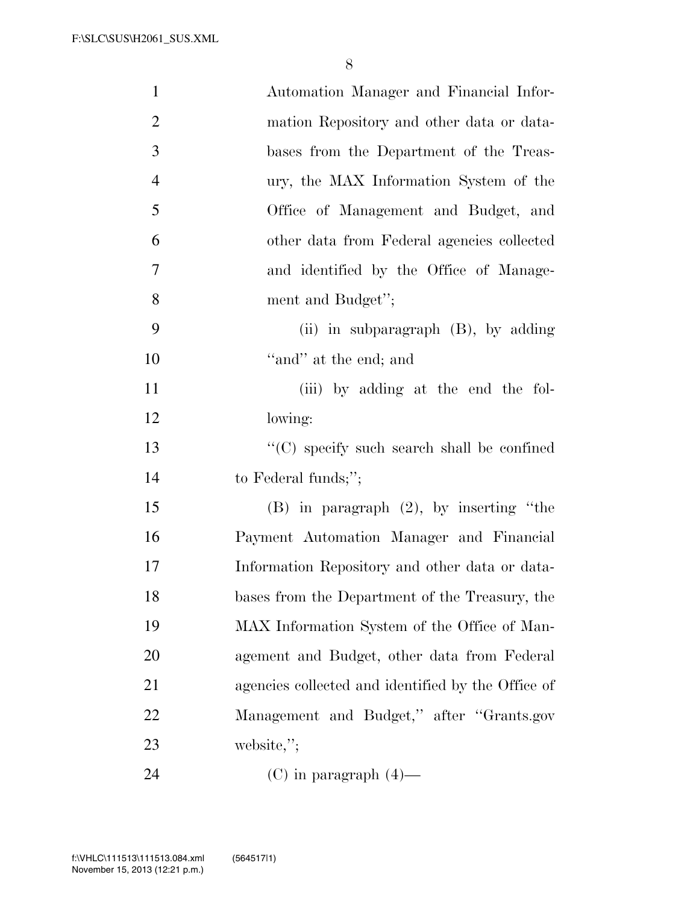Automation Manager and Financial Information Repository and other data or databases from the Department of the Treasury, the MAX Information System of the Office of Management and Budget, and other data from Federal agencies collected and identified by the Office of Management and Budget'';

(ii) in subparagraph (B), by adding ''and'' at the end; and

(iii) by adding at the end the following:

''(C) specify such search shall be confined to Federal funds;'';

(B) in paragraph (2), by inserting ''the Payment Automation Manager and Financial Information Repository and other data or databases from the Department of the Treasury, the MAX Information System of the Office of Management and Budget, other data from Federal agencies collected and identified by the Office of Management and Budget,'' after ''Grants.gov website,'';

(C) in paragraph (4)—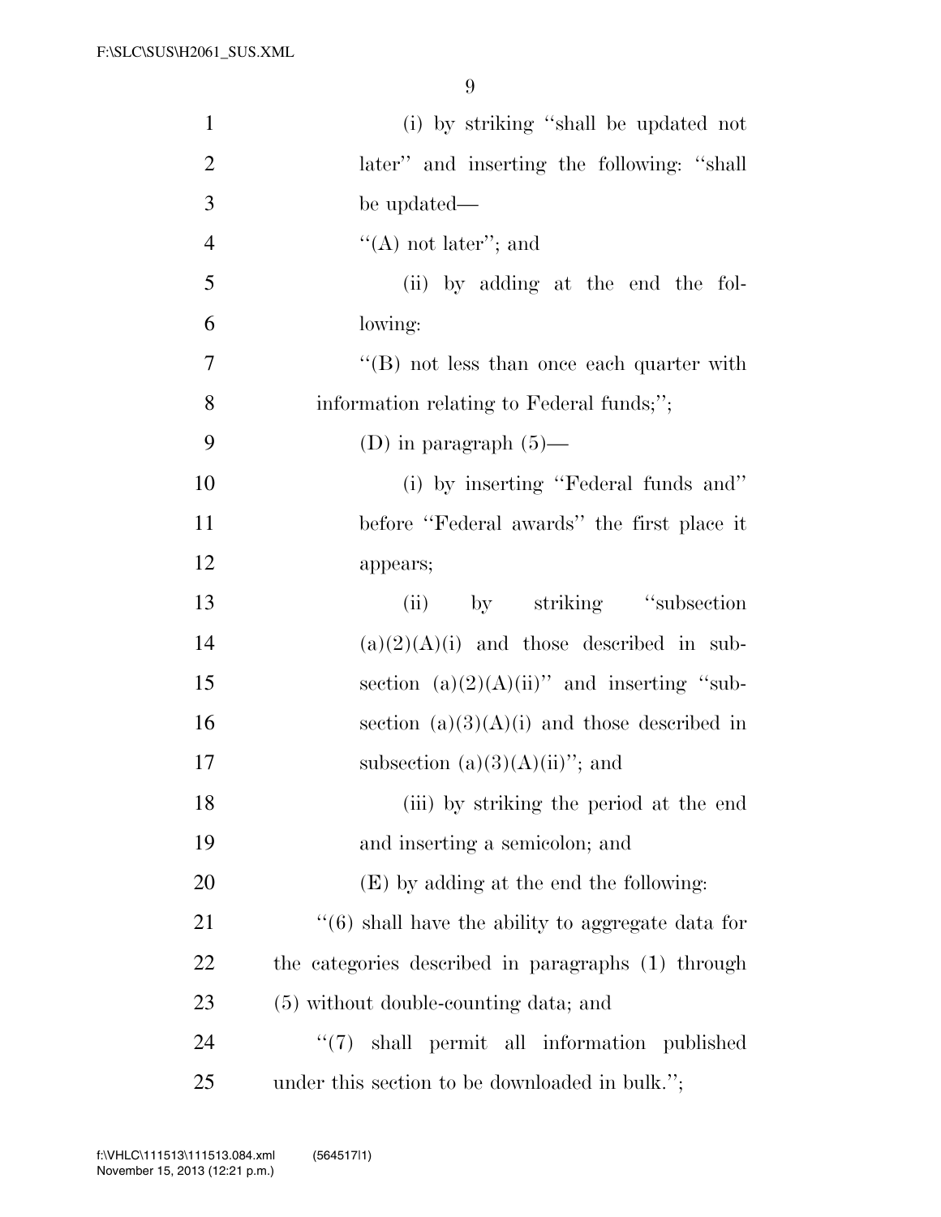(i) by striking "shall be updated not later" and inserting the following: "shall be updated—

"(A) not later"; and

(ii) by adding at the end the following:

"(B) not less than once each quarter with information relating to Federal funds;";

(D) in paragraph (5)—

(i) by inserting "Federal funds and" before "Federal awards" the first place it appears;

(ii) by striking "subsection (a)(2)(A)(i) and those described in subsection (a)(2)(A)(ii)" and inserting "subsection (a)(3)(A)(i) and those described in subsection (a)(3)(A)(ii)"; and

(iii) by striking the period at the end and inserting a semicolon; and

(E) by adding at the end the following:

"(6) shall have the ability to aggregate data for the categories described in paragraphs (1) through (5) without double-counting data; and

"(7) shall permit all information published under this section to be downloaded in bulk.";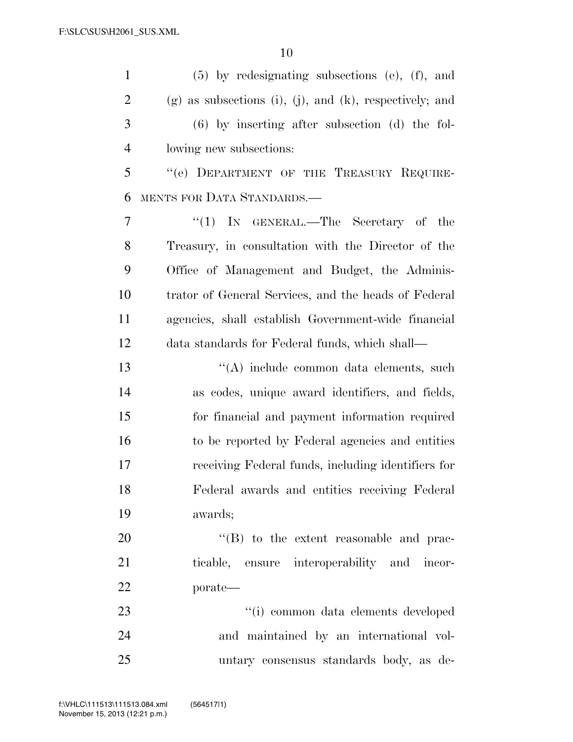(5) by redesignating subsections (e), (f), and (g) as subsections (i), (j), and (k), respectively; and

(6) by inserting after subsection (d) the following new subsections:

"(e) DEPARTMENT OF THE TREASURY REQUIREMENTS FOR DATA STANDARDS.—

"(1) IN GENERAL.—The Secretary of the Treasury, in consultation with the Director of the Office of Management and Budget, the Administrator of General Services, and the heads of Federal agencies, shall establish Government-wide financial data standards for Federal funds, which shall—

"(A) include common data elements, such as codes, unique award identifiers, and fields, for financial and payment information required to be reported by Federal agencies and entities receiving Federal funds, including identifiers for Federal awards and entities receiving Federal awards;

"(B) to the extent reasonable and practicable, ensure interoperability and incorporate—

"(i) common data elements developed and maintained by an international voluntary consensus standards body, as de-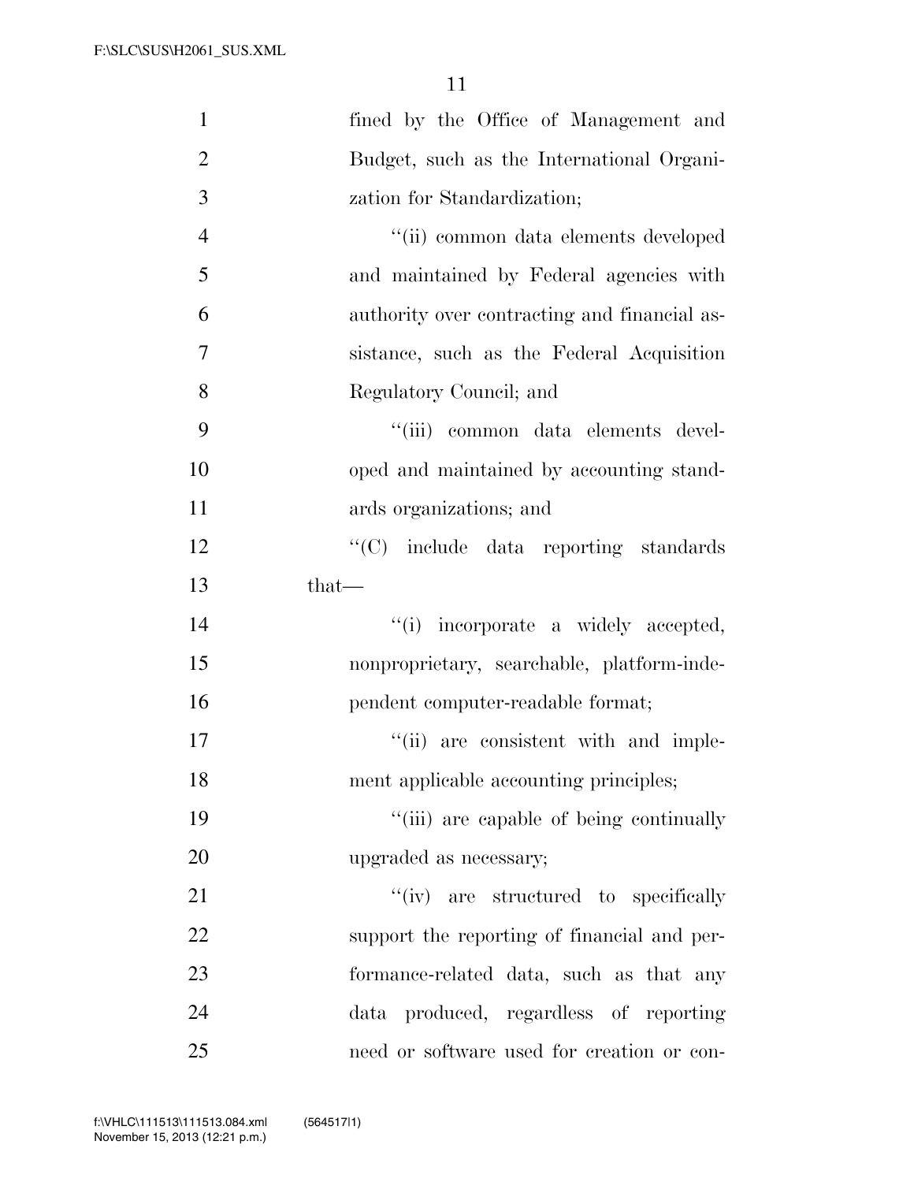fined by the Office of Management and Budget, such as the International Organization for Standardization;

''(ii) common data elements developed and maintained by Federal agencies with authority over contracting and financial assistance, such as the Federal Acquisition Regulatory Council; and

''(iii) common data elements developed and maintained by accounting standards organizations; and

''(C) include data reporting standards that—

''(i) incorporate a widely accepted, nonproprietary, searchable, platform-independent computer-readable format;

''(ii) are consistent with and implement applicable accounting principles;

''(iii) are capable of being continually upgraded as necessary;

''(iv) are structured to specifically support the reporting of financial and performance-related data, such as that any data produced, regardless of reporting need or software used for creation or con-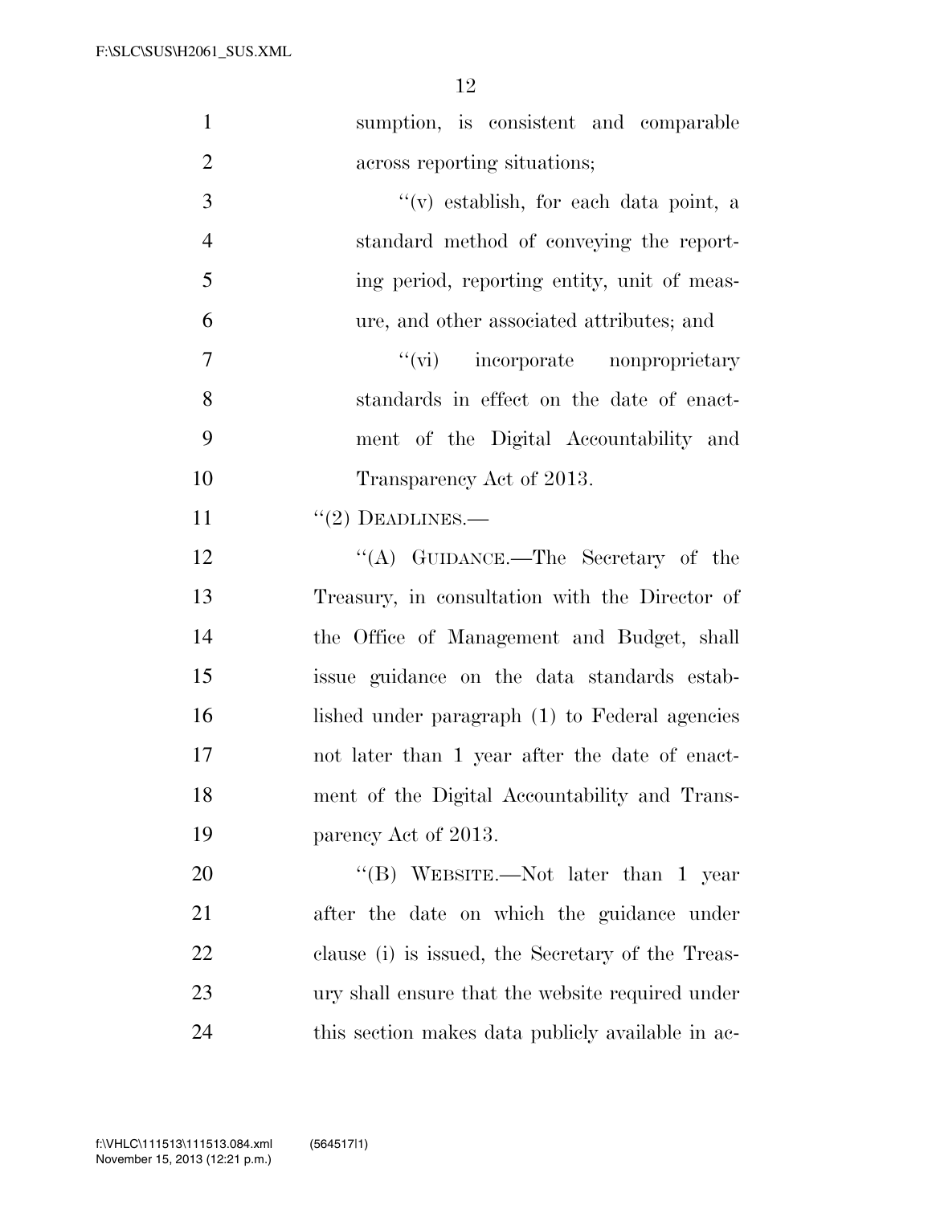sumption, is consistent and comparable across reporting situations;

"(v) establish, for each data point, a standard method of conveying the reporting period, reporting entity, unit of measure, and other associated attributes; and

"(vi) incorporate nonproprietary standards in effect on the date of enactment of the Digital Accountability and Transparency Act of 2013.

"(2) DEADLINES.—

"(A) GUIDANCE.—The Secretary of the Treasury, in consultation with the Director of the Office of Management and Budget, shall issue guidance on the data standards established under paragraph (1) to Federal agencies not later than 1 year after the date of enactment of the Digital Accountability and Transparency Act of 2013.

"(B) WEBSITE.—Not later than 1 year after the date on which the guidance under clause (i) is issued, the Secretary of the Treasury shall ensure that the website required under this section makes data publicly available in ac-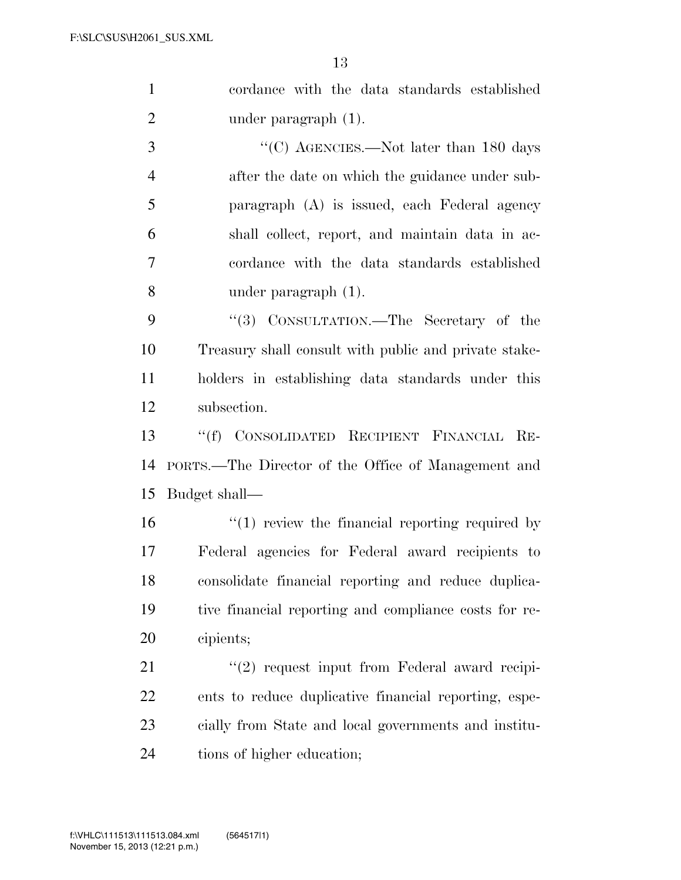cordance with the data standards established under paragraph (1).

"(C) AGENCIES.—Not later than 180 days after the date on which the guidance under subparagraph (A) is issued, each Federal agency shall collect, report, and maintain data in accordance with the data standards established under paragraph (1).

"(3) CONSULTATION.—The Secretary of the Treasury shall consult with public and private stakeholders in establishing data standards under this subsection.

"(f) CONSOLIDATED RECIPIENT FINANCIAL REPORTS.—The Director of the Office of Management and Budget shall—

"(1) review the financial reporting required by Federal agencies for Federal award recipients to consolidate financial reporting and reduce duplicative financial reporting and compliance costs for recipients;

"(2) request input from Federal award recipients to reduce duplicative financial reporting, especially from State and local governments and institutions of higher education;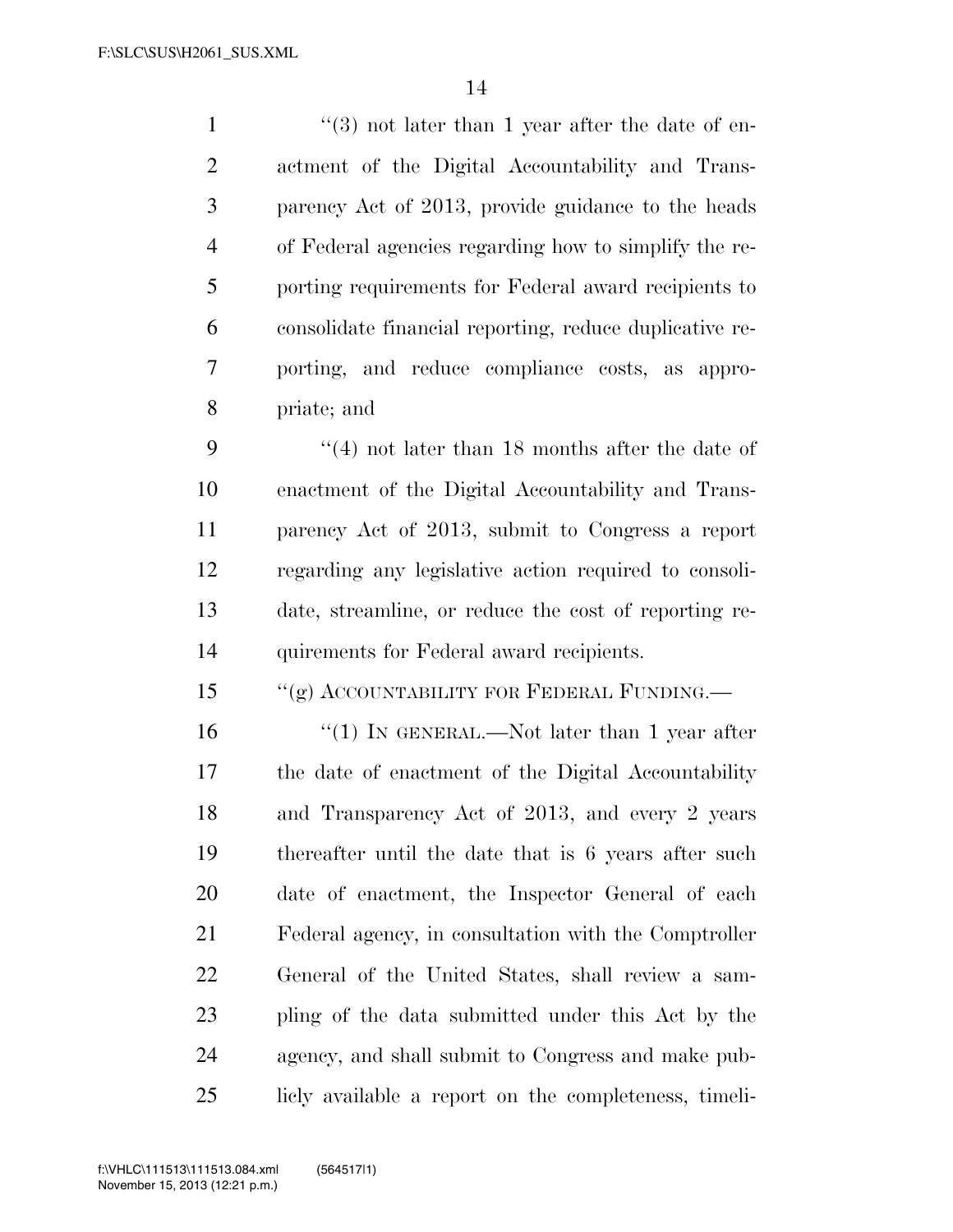"(3) not later than 1 year after the date of enactment of the Digital Accountability and Transparency Act of 2013, provide guidance to the heads of Federal agencies regarding how to simplify the reporting requirements for Federal award recipients to consolidate financial reporting, reduce duplicative reporting, and reduce compliance costs, as appropriate; and

"(4) not later than 18 months after the date of enactment of the Digital Accountability and Transparency Act of 2013, submit to Congress a report regarding any legislative action required to consolidate, streamline, or reduce the cost of reporting requirements for Federal award recipients.

"(g) ACCOUNTABILITY FOR FEDERAL FUNDING.—

"(1) IN GENERAL.—Not later than 1 year after the date of enactment of the Digital Accountability and Transparency Act of 2013, and every 2 years thereafter until the date that is 6 years after such date of enactment, the Inspector General of each Federal agency, in consultation with the Comptroller General of the United States, shall review a sampling of the data submitted under this Act by the agency, and shall submit to Congress and make publicly available a report on the completeness, timeli-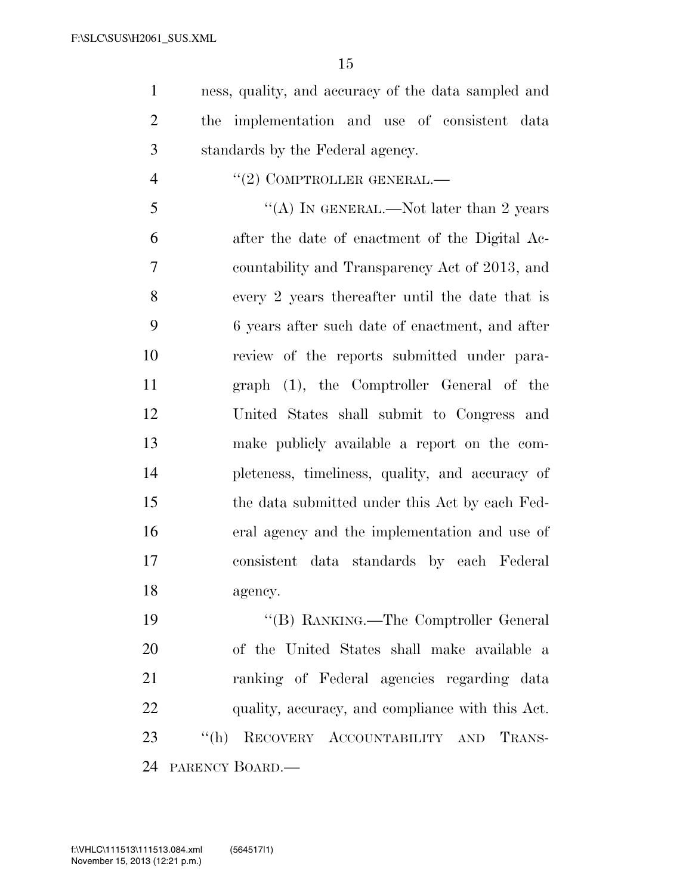ness, quality, and accuracy of the data sampled and the implementation and use of consistent data standards by the Federal agency.

"(2) COMPTROLLER GENERAL.—

"(A) IN GENERAL.—Not later than 2 years after the date of enactment of the Digital Accountability and Transparency Act of 2013, and every 2 years thereafter until the date that is 6 years after such date of enactment, and after review of the reports submitted under paragraph (1), the Comptroller General of the United States shall submit to Congress and make publicly available a report on the completeness, timeliness, quality, and accuracy of the data submitted under this Act by each Federal agency and the implementation and use of consistent data standards by each Federal agency.

"(B) RANKING.—The Comptroller General of the United States shall make available a ranking of Federal agencies regarding data quality, accuracy, and compliance with this Act.

"(h) RECOVERY ACCOUNTABILITY AND TRANSPARENCY BOARD.—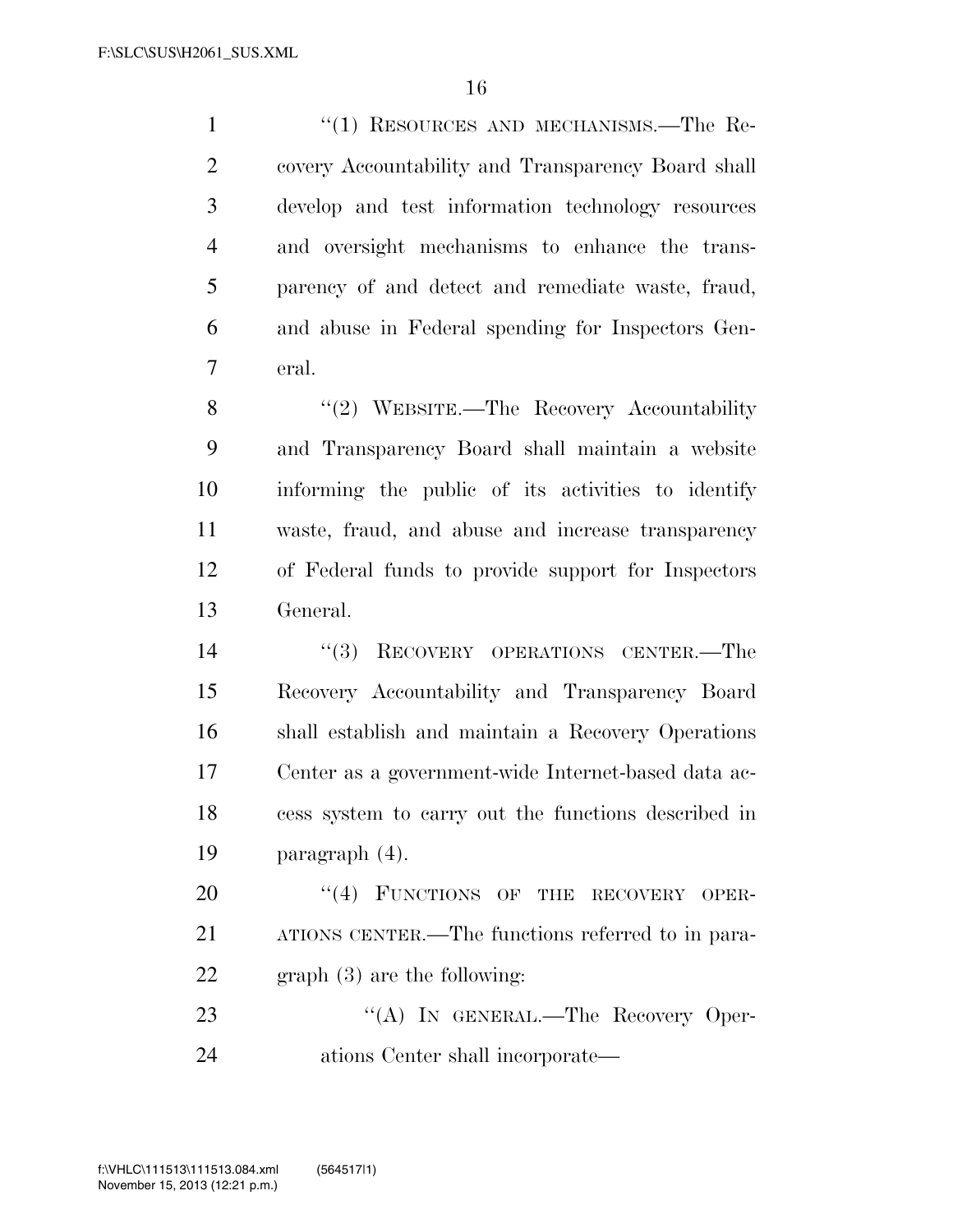"(1) RESOURCES AND MECHANISMS.—The Recovery Accountability and Transparency Board shall develop and test information technology resources and oversight mechanisms to enhance the transparency of and detect and remediate waste, fraud, and abuse in Federal spending for Inspectors General.

"(2) WEBSITE.—The Recovery Accountability and Transparency Board shall maintain a website informing the public of its activities to identify waste, fraud, and abuse and increase transparency of Federal funds to provide support for Inspectors General.

"(3) RECOVERY OPERATIONS CENTER.—The Recovery Accountability and Transparency Board shall establish and maintain a Recovery Operations Center as a government-wide Internet-based data access system to carry out the functions described in paragraph (4).

"(4) FUNCTIONS OF THE RECOVERY OPERATIONS CENTER.—The functions referred to in paragraph (3) are the following:

"(A) IN GENERAL.—The Recovery Operations Center shall incorporate—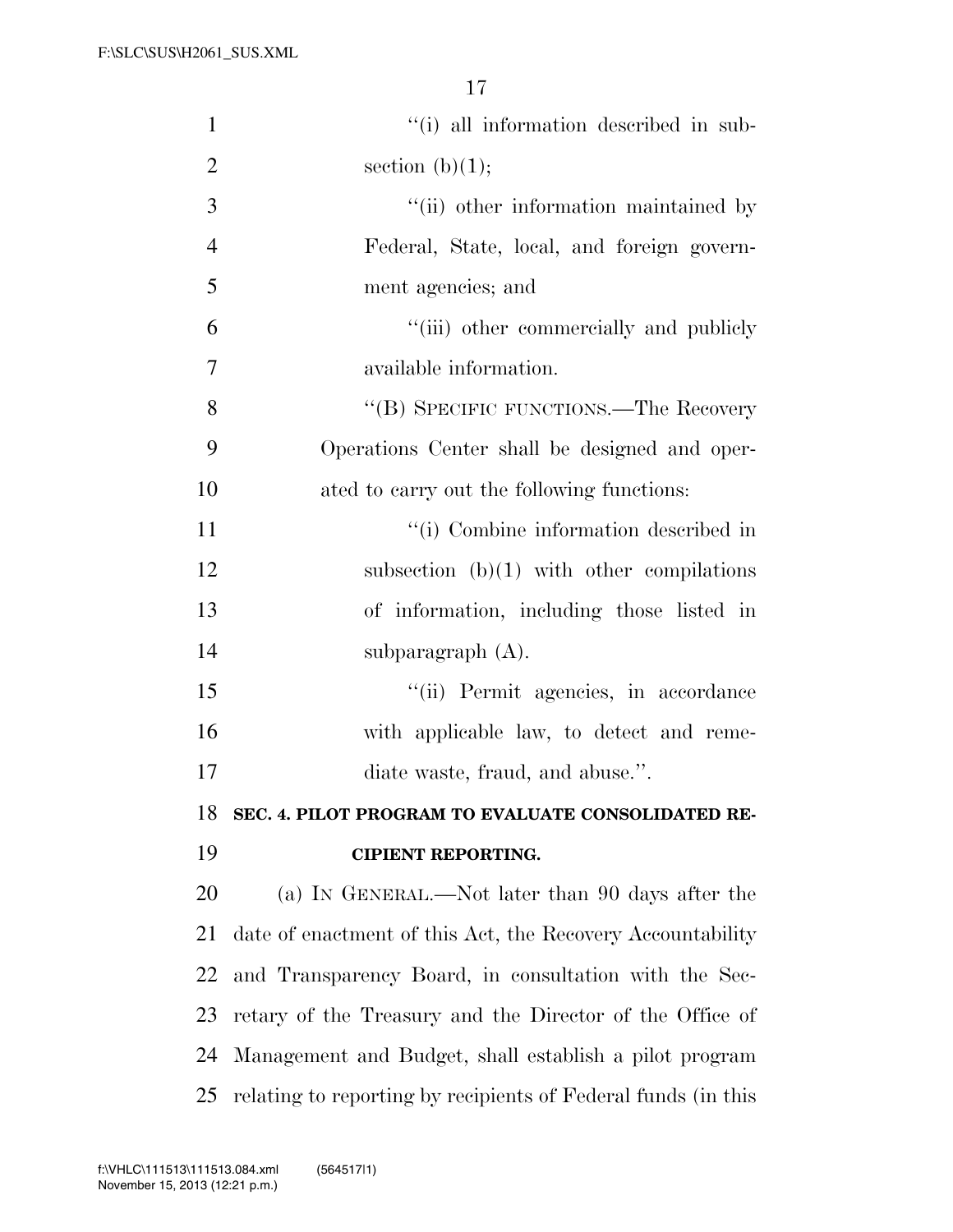''(i) all information described in subsection (b)(1);

''(ii) other information maintained by Federal, State, local, and foreign government agencies; and

''(iii) other commercially and publicly available information.

''(B) SPECIFIC FUNCTIONS.—The Recovery Operations Center shall be designed and operated to carry out the following functions:

''(i) Combine information described in subsection (b)(1) with other compilations of information, including those listed in subparagraph (A).

''(ii) Permit agencies, in accordance with applicable law, to detect and remediate waste, fraud, and abuse.''.

**SEC. 4. PILOT PROGRAM TO EVALUATE CONSOLIDATED RECIPIENT REPORTING.**

(a) IN GENERAL.—Not later than 90 days after the date of enactment of this Act, the Recovery Accountability and Transparency Board, in consultation with the Secretary of the Treasury and the Director of the Office of Management and Budget, shall establish a pilot program relating to reporting by recipients of Federal funds (in this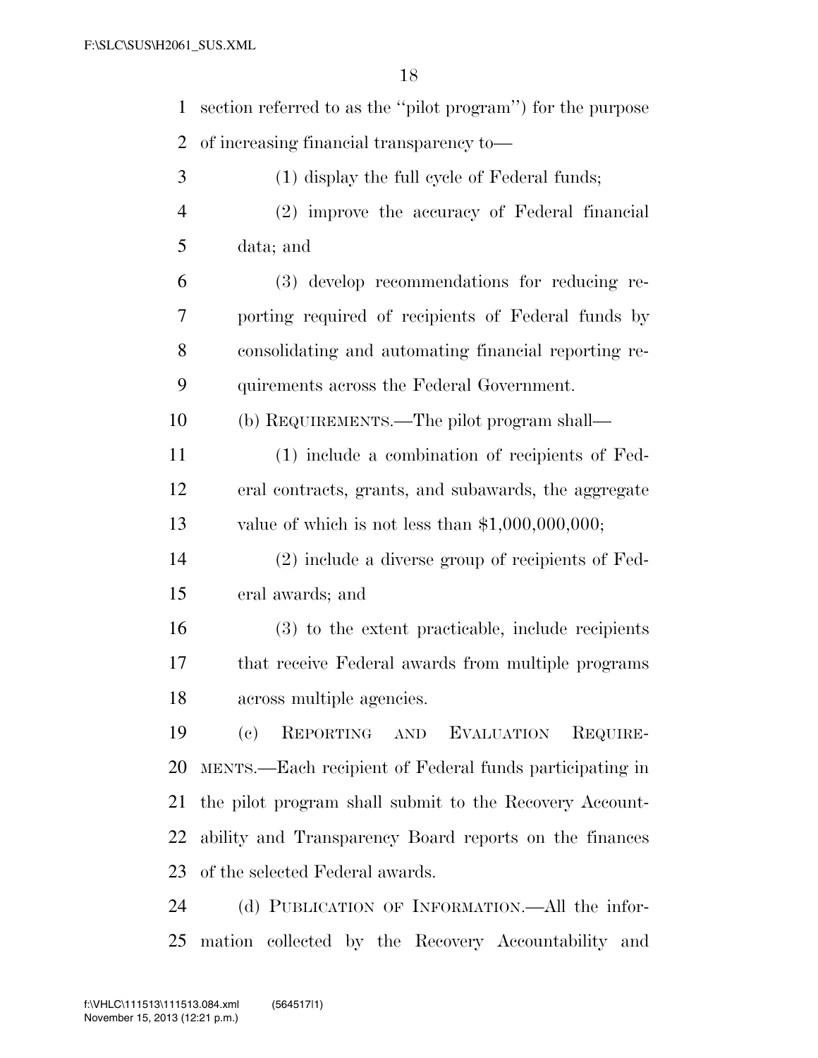section referred to as the "pilot program") for the purpose of increasing financial transparency to—

(1) display the full cycle of Federal funds;

(2) improve the accuracy of Federal financial data; and

(3) develop recommendations for reducing reporting required of recipients of Federal funds by consolidating and automating financial reporting requirements across the Federal Government.

(b) REQUIREMENTS.—The pilot program shall—

(1) include a combination of recipients of Federal contracts, grants, and subawards, the aggregate value of which is not less than $1,000,000,000;

(2) include a diverse group of recipients of Federal awards; and

(3) to the extent practicable, include recipients that receive Federal awards from multiple programs across multiple agencies.

(c) REPORTING AND EVALUATION REQUIREMENTS.—Each recipient of Federal funds participating in the pilot program shall submit to the Recovery Accountability and Transparency Board reports on the finances of the selected Federal awards.

(d) PUBLICATION OF INFORMATION.—All the information collected by the Recovery Accountability and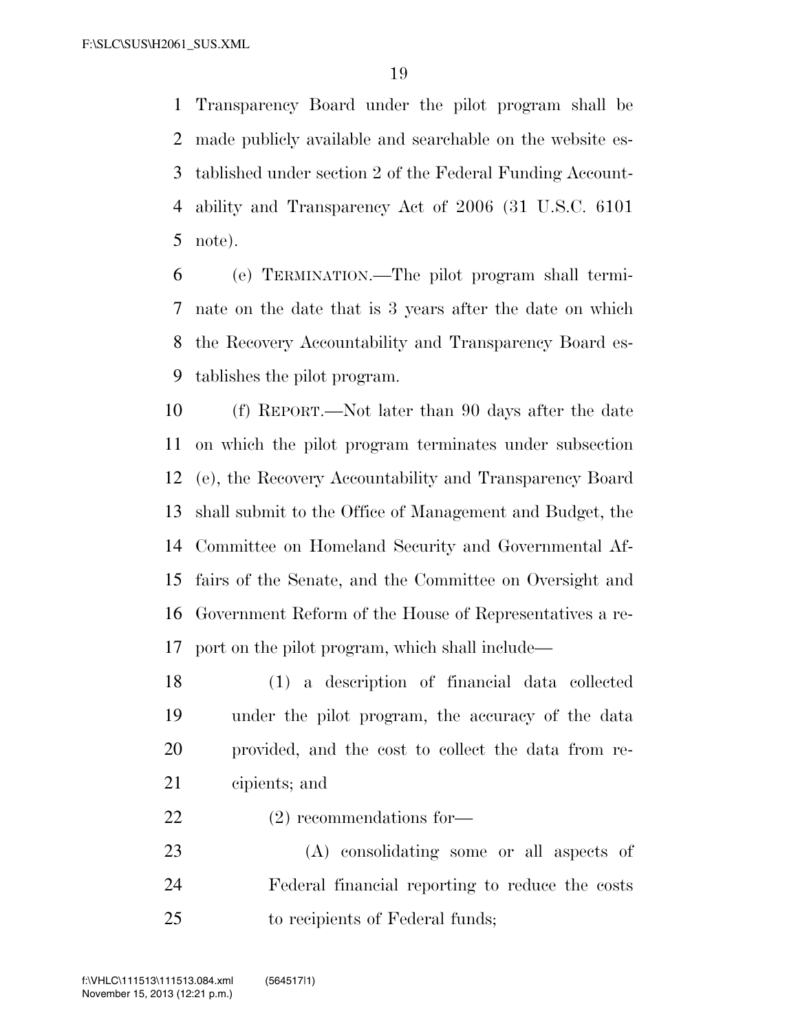Transparency Board under the pilot program shall be made publicly available and searchable on the website established under section 2 of the Federal Funding Accountability and Transparency Act of 2006 (31 U.S.C. 6101 note).

(e) TERMINATION.—The pilot program shall terminate on the date that is 3 years after the date on which the Recovery Accountability and Transparency Board establishes the pilot program.

(f) REPORT.—Not later than 90 days after the date on which the pilot program terminates under subsection (e), the Recovery Accountability and Transparency Board shall submit to the Office of Management and Budget, the Committee on Homeland Security and Governmental Affairs of the Senate, and the Committee on Oversight and Government Reform of the House of Representatives a report on the pilot program, which shall include—

(1) a description of financial data collected under the pilot program, the accuracy of the data provided, and the cost to collect the data from recipients; and

(2) recommendations for—

(A) consolidating some or all aspects of Federal financial reporting to reduce the costs to recipients of Federal funds;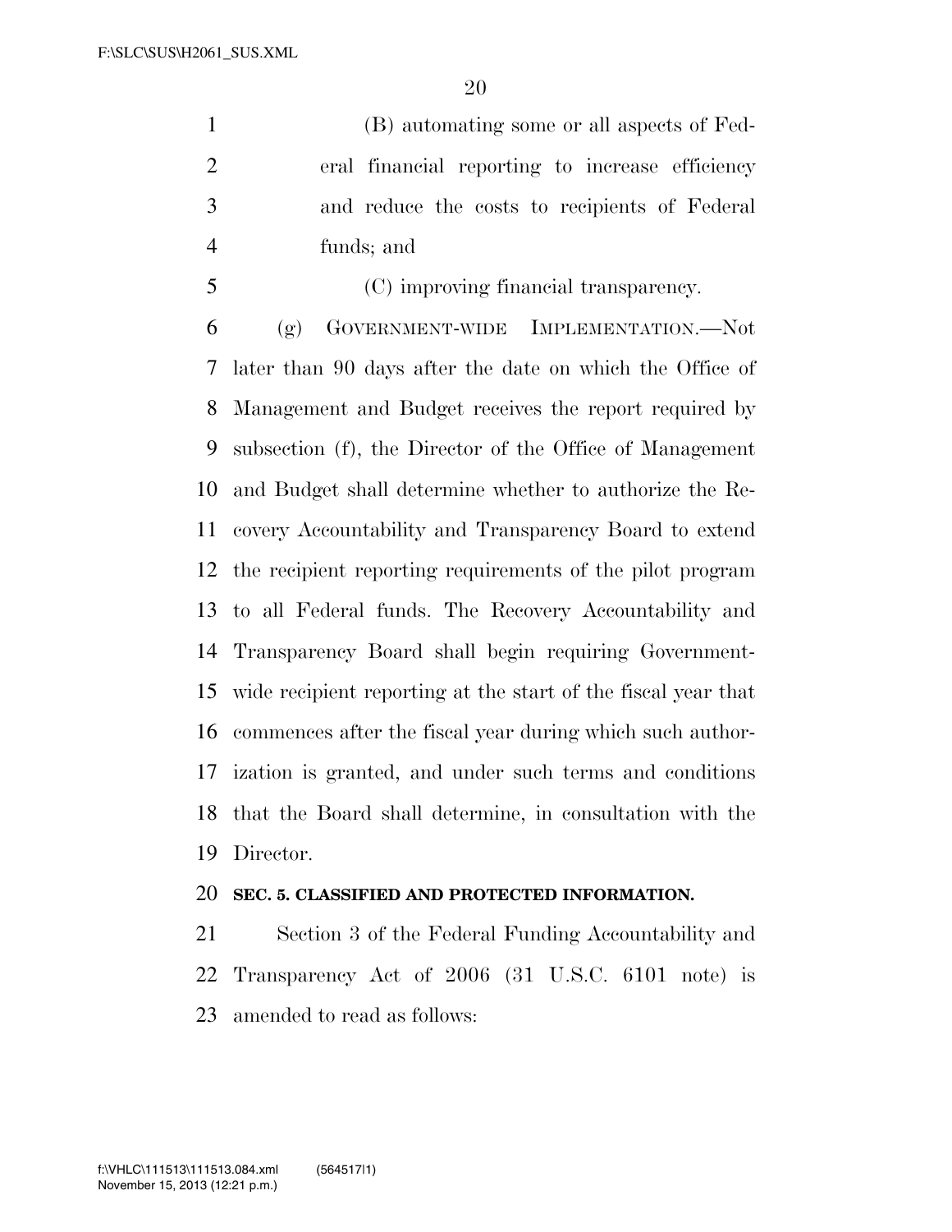(B) automating some or all aspects of Federal financial reporting to increase efficiency and reduce the costs to recipients of Federal funds; and

(C) improving financial transparency.

(g) GOVERNMENT-WIDE IMPLEMENTATION.—Not later than 90 days after the date on which the Office of Management and Budget receives the report required by subsection (f), the Director of the Office of Management and Budget shall determine whether to authorize the Recovery Accountability and Transparency Board to extend the recipient reporting requirements of the pilot program to all Federal funds. The Recovery Accountability and Transparency Board shall begin requiring Government-wide recipient reporting at the start of the fiscal year that commences after the fiscal year during which such authorization is granted, and under such terms and conditions that the Board shall determine, in consultation with the Director.

**SEC. 5. CLASSIFIED AND PROTECTED INFORMATION.**

Section 3 of the Federal Funding Accountability and Transparency Act of 2006 (31 U.S.C. 6101 note) is amended to read as follows: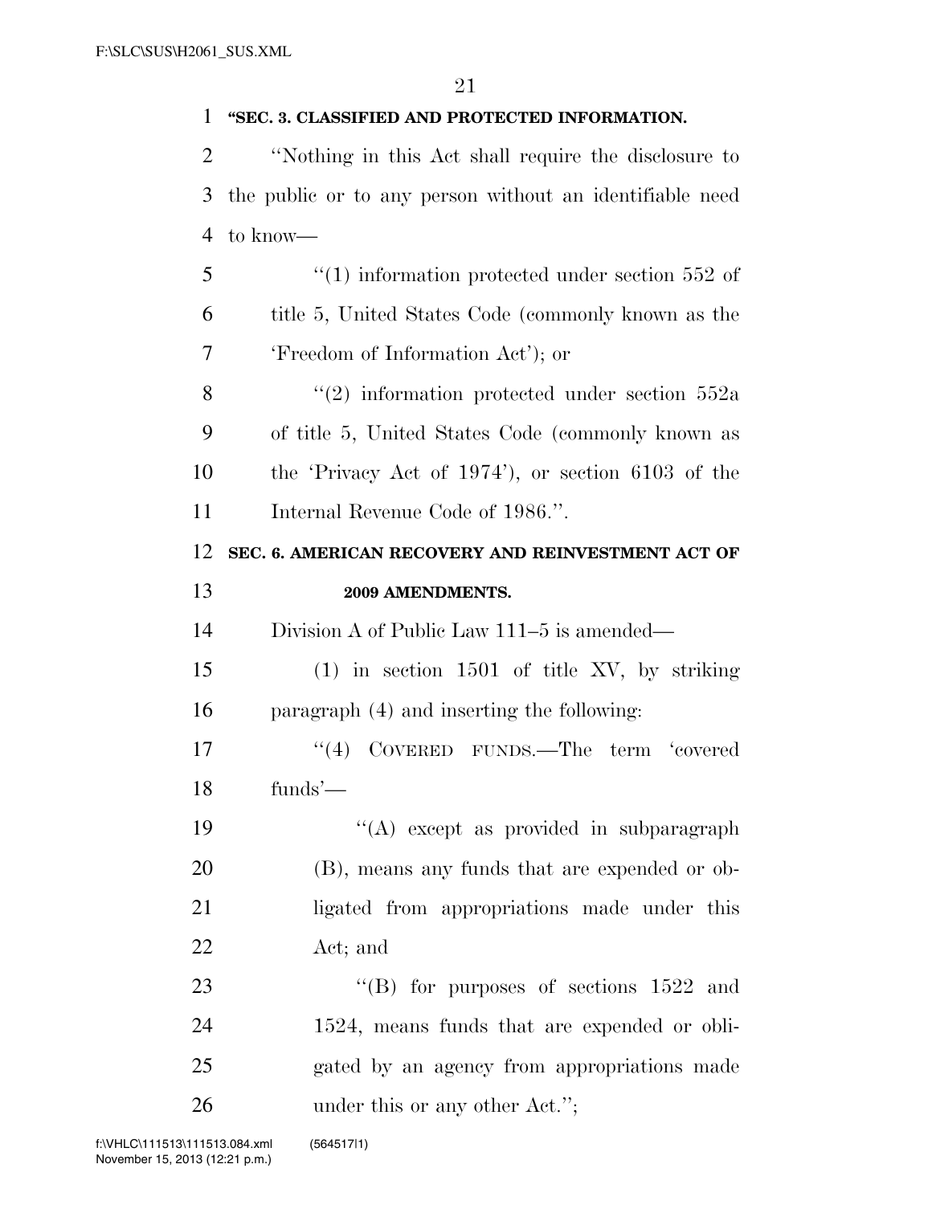"SEC. 3. CLASSIFIED AND PROTECTED INFORMATION.

"Nothing in this Act shall require the disclosure to the public or to any person without an identifiable need to know—

"(1) information protected under section 552 of title 5, United States Code (commonly known as the 'Freedom of Information Act'); or

"(2) information protected under section 552a of title 5, United States Code (commonly known as the 'Privacy Act of 1974'), or section 6103 of the Internal Revenue Code of 1986.".

**SEC. 6. AMERICAN RECOVERY AND REINVESTMENT ACT OF 2009 AMENDMENTS.**

Division A of Public Law 111–5 is amended—

(1) in section 1501 of title XV, by striking paragraph (4) and inserting the following:

"(4) COVERED FUNDS.—The term 'covered funds'—

"(A) except as provided in subparagraph (B), means any funds that are expended or obligated from appropriations made under this Act; and

"(B) for purposes of sections 1522 and 1524, means funds that are expended or obligated by an agency from appropriations made under this or any other Act.";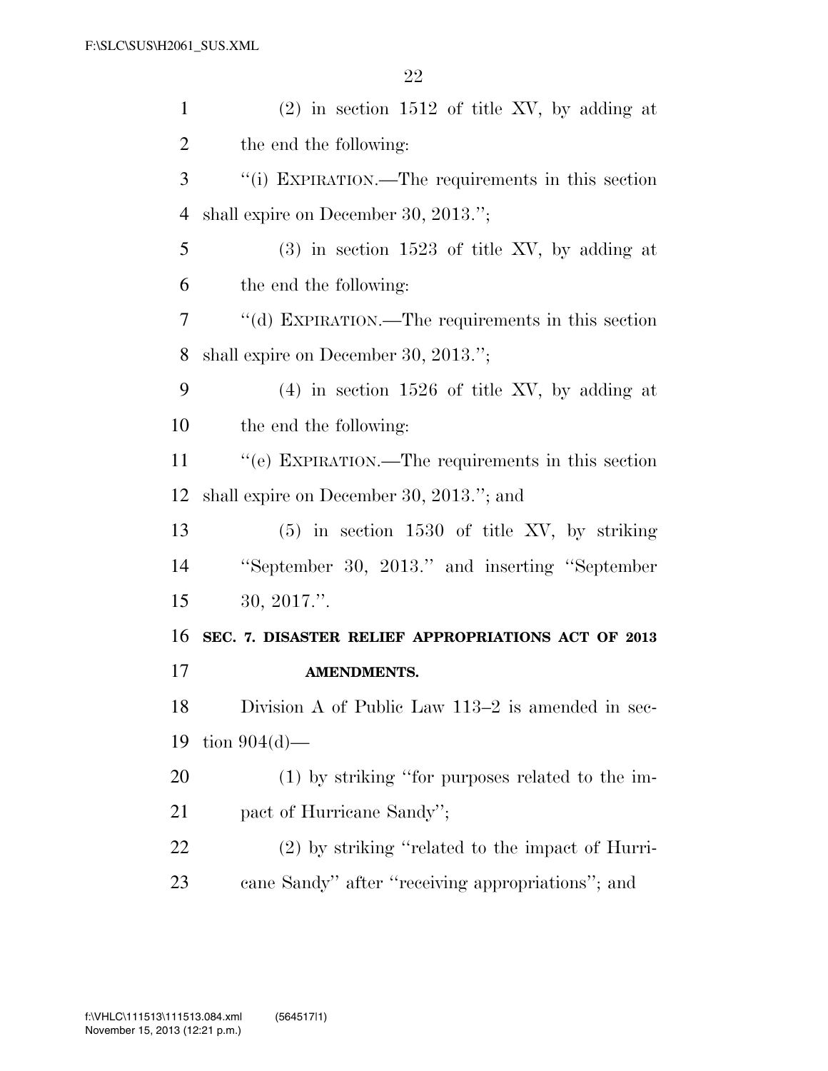(2) in section 1512 of title XV, by adding at the end the following:

"(i) EXPIRATION.—The requirements in this section shall expire on December 30, 2013.";

(3) in section 1523 of title XV, by adding at the end the following:

"(d) EXPIRATION.—The requirements in this section shall expire on December 30, 2013.";

(4) in section 1526 of title XV, by adding at the end the following:

"(e) EXPIRATION.—The requirements in this section shall expire on December 30, 2013."; and

(5) in section 1530 of title XV, by striking "September 30, 2013." and inserting "September 30, 2017.".

**SEC. 7. DISASTER RELIEF APPROPRIATIONS ACT OF 2013 AMENDMENTS.**

Division A of Public Law 113–2 is amended in section 904(d)—

(1) by striking "for purposes related to the impact of Hurricane Sandy";

(2) by striking "related to the impact of Hurricane Sandy" after "receiving appropriations"; and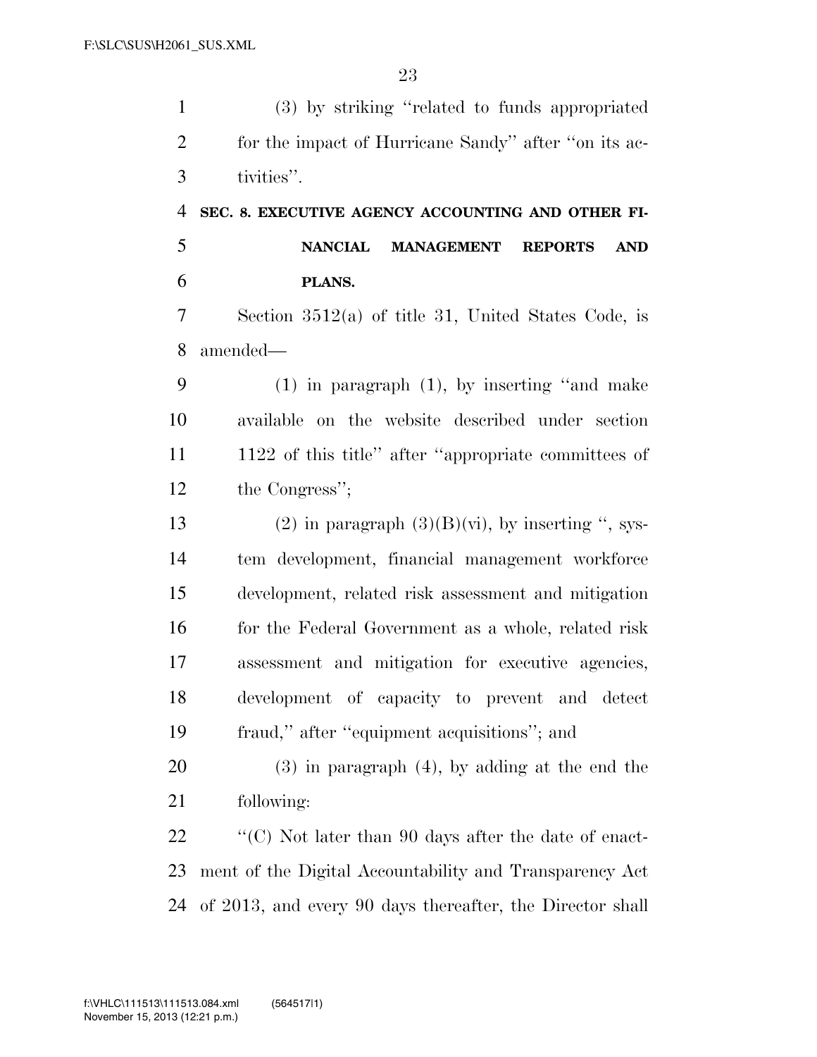(3) by striking "related to funds appropriated for the impact of Hurricane Sandy" after "on its activities".

**SEC. 8. EXECUTIVE AGENCY ACCOUNTING AND OTHER FINANCIAL MANAGEMENT REPORTS AND PLANS.**

Section 3512(a) of title 31, United States Code, is amended—

(1) in paragraph (1), by inserting "and make available on the website described under section 1122 of this title" after "appropriate committees of the Congress";

(2) in paragraph (3)(B)(vi), by inserting ", system development, financial management workforce development, related risk assessment and mitigation for the Federal Government as a whole, related risk assessment and mitigation for executive agencies, development of capacity to prevent and detect fraud," after "equipment acquisitions"; and

(3) in paragraph (4), by adding at the end the following:

"(C) Not later than 90 days after the date of enactment of the Digital Accountability and Transparency Act of 2013, and every 90 days thereafter, the Director shall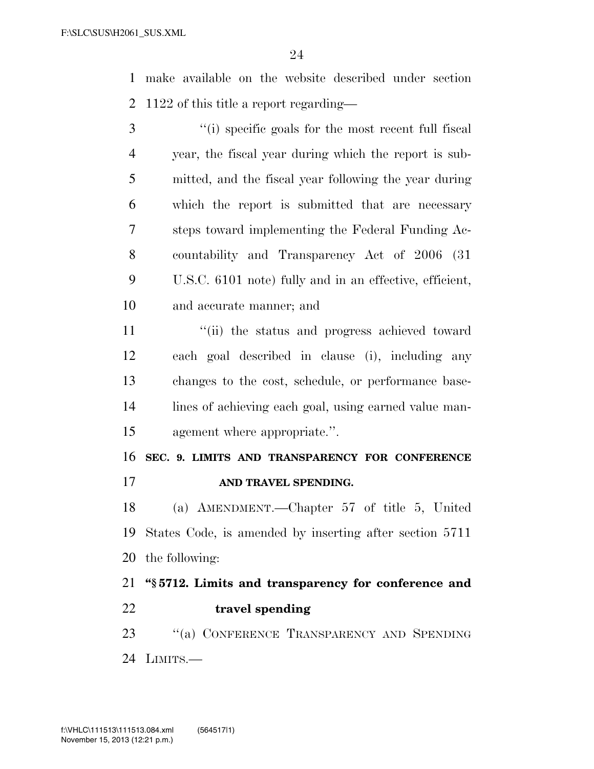make available on the website described under section 1122 of this title a report regarding—

''(i) specific goals for the most recent full fiscal year, the fiscal year during which the report is submitted, and the fiscal year following the year during which the report is submitted that are necessary steps toward implementing the Federal Funding Accountability and Transparency Act of 2006 (31 U.S.C. 6101 note) fully and in an effective, efficient, and accurate manner; and

''(ii) the status and progress achieved toward each goal described in clause (i), including any changes to the cost, schedule, or performance baselines of achieving each goal, using earned value management where appropriate.''.

**SEC. 9. LIMITS AND TRANSPARENCY FOR CONFERENCE AND TRAVEL SPENDING.**

(a) AMENDMENT.—Chapter 57 of title 5, United States Code, is amended by inserting after section 5711 the following:

**''§ 5712. Limits and transparency for conference and travel spending**

''(a) CONFERENCE TRANSPARENCY AND SPENDING LIMITS.—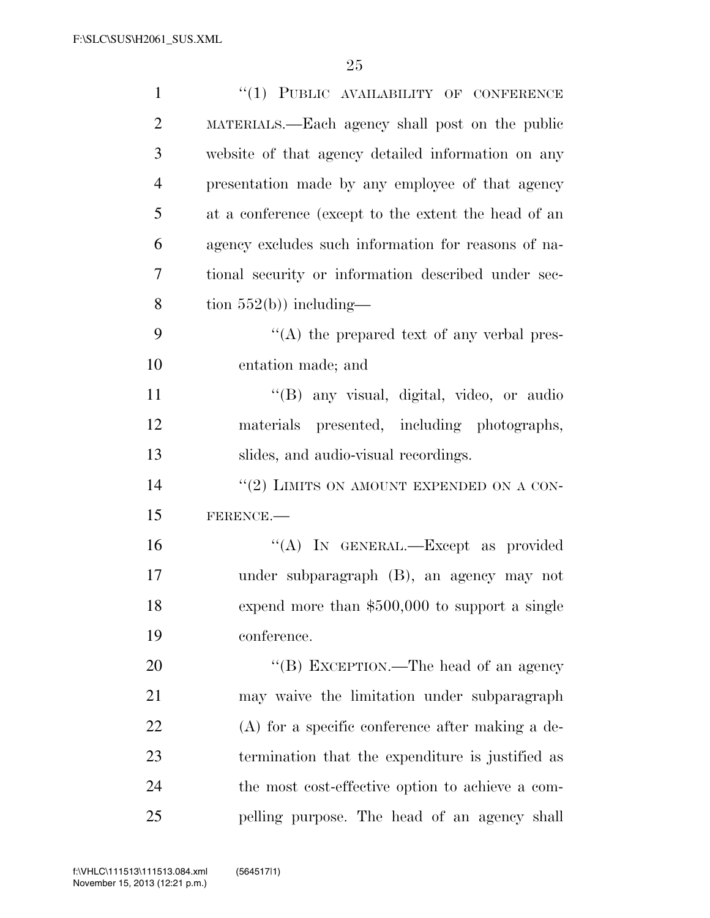"(1) PUBLIC AVAILABILITY OF CONFERENCE MATERIALS.—Each agency shall post on the public website of that agency detailed information on any presentation made by any employee of that agency at a conference (except to the extent the head of an agency excludes such information for reasons of national security or information described under section 552(b)) including—

"(A) the prepared text of any verbal presentation made; and

"(B) any visual, digital, video, or audio materials presented, including photographs, slides, and audio-visual recordings.

"(2) LIMITS ON AMOUNT EXPENDED ON A CONFERENCE.—

"(A) IN GENERAL.—Except as provided under subparagraph (B), an agency may not expend more than $500,000 to support a single conference.

"(B) EXCEPTION.—The head of an agency may waive the limitation under subparagraph (A) for a specific conference after making a determination that the expenditure is justified as the most cost-effective option to achieve a compelling purpose. The head of an agency shall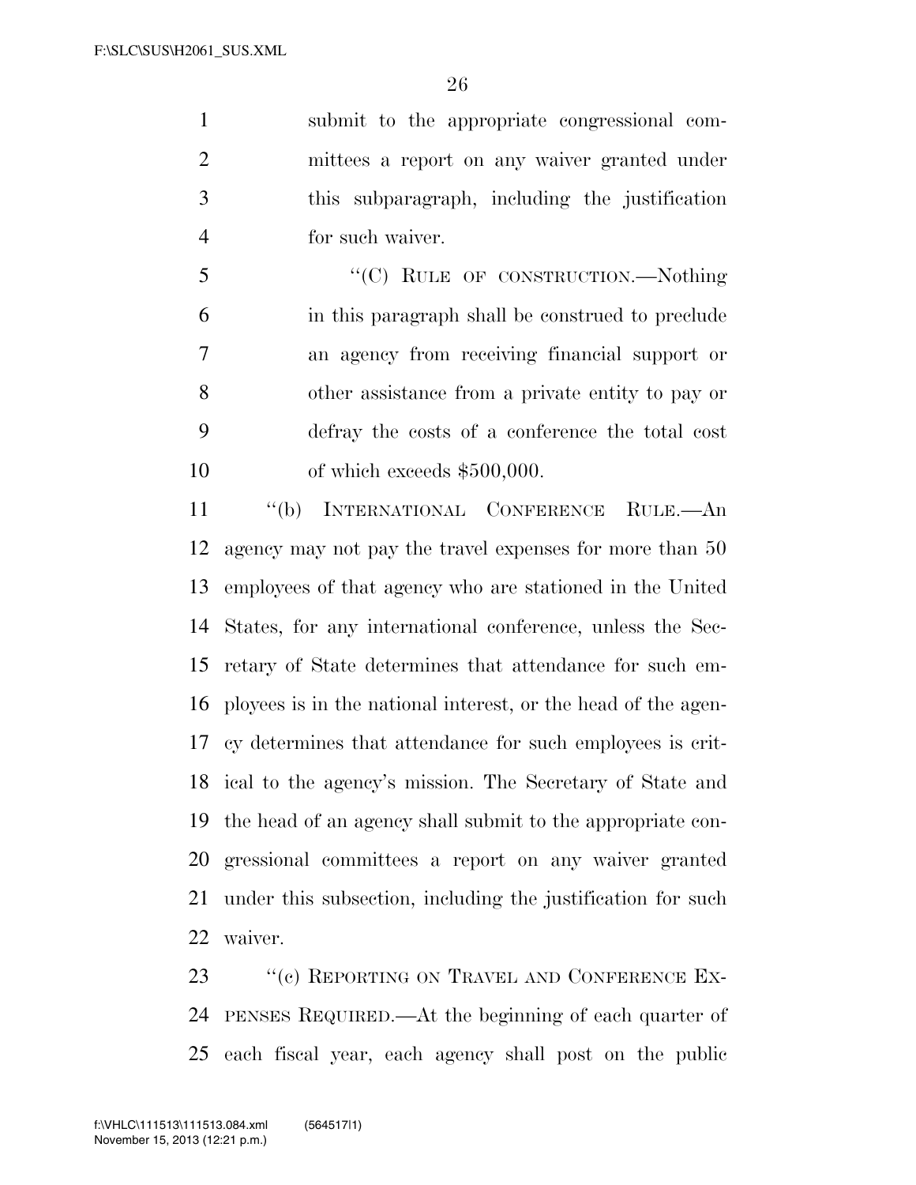submit to the appropriate congressional committees a report on any waiver granted under this subparagraph, including the justification for such waiver.

"(C) RULE OF CONSTRUCTION.—Nothing in this paragraph shall be construed to preclude an agency from receiving financial support or other assistance from a private entity to pay or defray the costs of a conference the total cost of which exceeds $500,000.

"(b) INTERNATIONAL CONFERENCE RULE.—An agency may not pay the travel expenses for more than 50 employees of that agency who are stationed in the United States, for any international conference, unless the Secretary of State determines that attendance for such employees is in the national interest, or the head of the agency determines that attendance for such employees is critical to the agency's mission. The Secretary of State and the head of an agency shall submit to the appropriate congressional committees a report on any waiver granted under this subsection, including the justification for such waiver.

"(c) REPORTING ON TRAVEL AND CONFERENCE EXPENSES REQUIRED.—At the beginning of each quarter of each fiscal year, each agency shall post on the public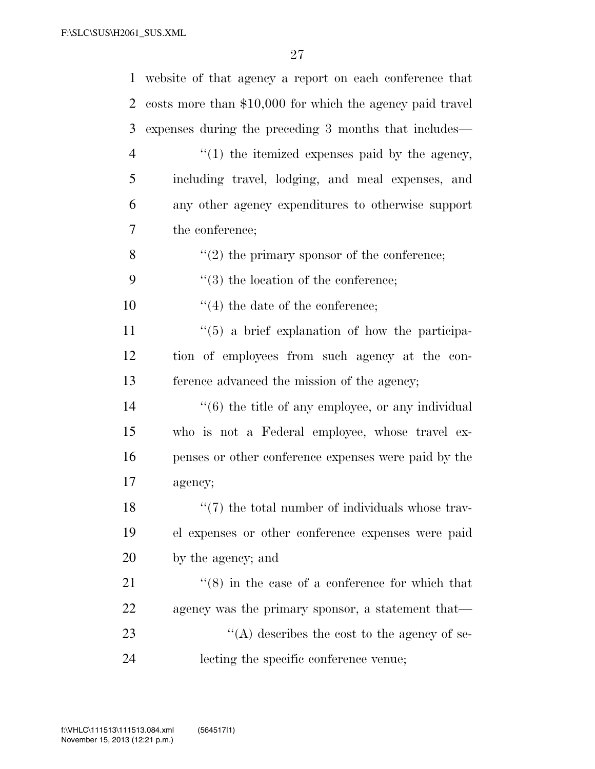website of that agency a report on each conference that costs more than $10,000 for which the agency paid travel expenses during the preceding 3 months that includes—

"(1) the itemized expenses paid by the agency, including travel, lodging, and meal expenses, and any other agency expenditures to otherwise support the conference;

"(2) the primary sponsor of the conference;

"(3) the location of the conference;

"(4) the date of the conference;

"(5) a brief explanation of how the participation of employees from such agency at the conference advanced the mission of the agency;

"(6) the title of any employee, or any individual who is not a Federal employee, whose travel expenses or other conference expenses were paid by the agency;

"(7) the total number of individuals whose travel expenses or other conference expenses were paid by the agency; and

"(8) in the case of a conference for which that agency was the primary sponsor, a statement that—

"(A) describes the cost to the agency of selecting the specific conference venue;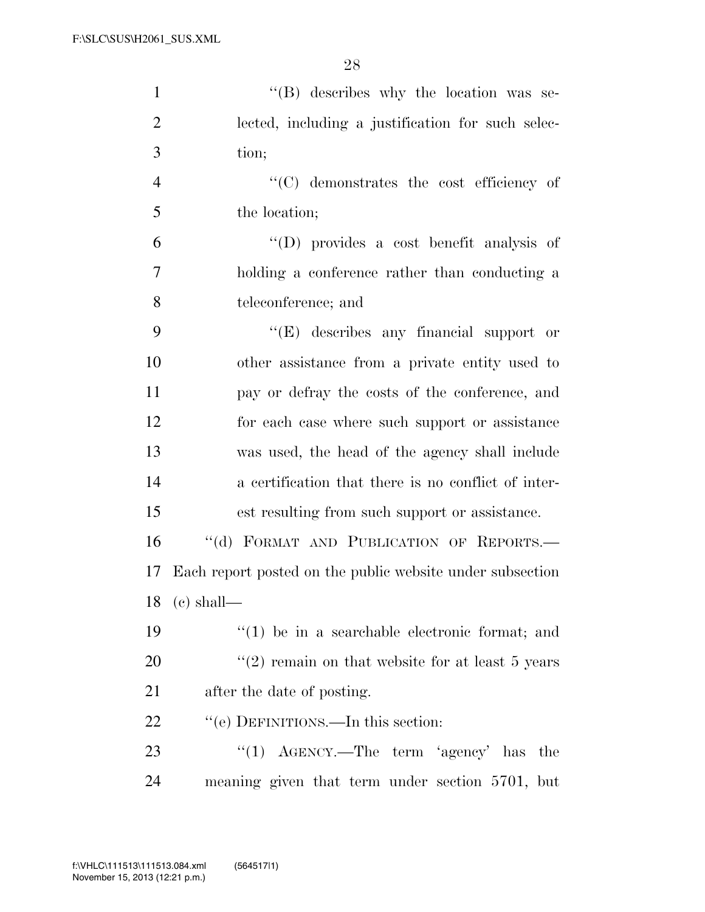''(B) describes why the location was selected, including a justification for such selection;

''(C) demonstrates the cost efficiency of the location;

''(D) provides a cost benefit analysis of holding a conference rather than conducting a teleconference; and

''(E) describes any financial support or other assistance from a private entity used to pay or defray the costs of the conference, and for each case where such support or assistance was used, the head of the agency shall include a certification that there is no conflict of interest resulting from such support or assistance.

''(d) FORMAT AND PUBLICATION OF REPORTS.— Each report posted on the public website under subsection (c) shall—

''(1) be in a searchable electronic format; and

''(2) remain on that website for at least 5 years after the date of posting.

''(e) DEFINITIONS.—In this section:

''(1) AGENCY.—The term 'agency' has the meaning given that term under section 5701, but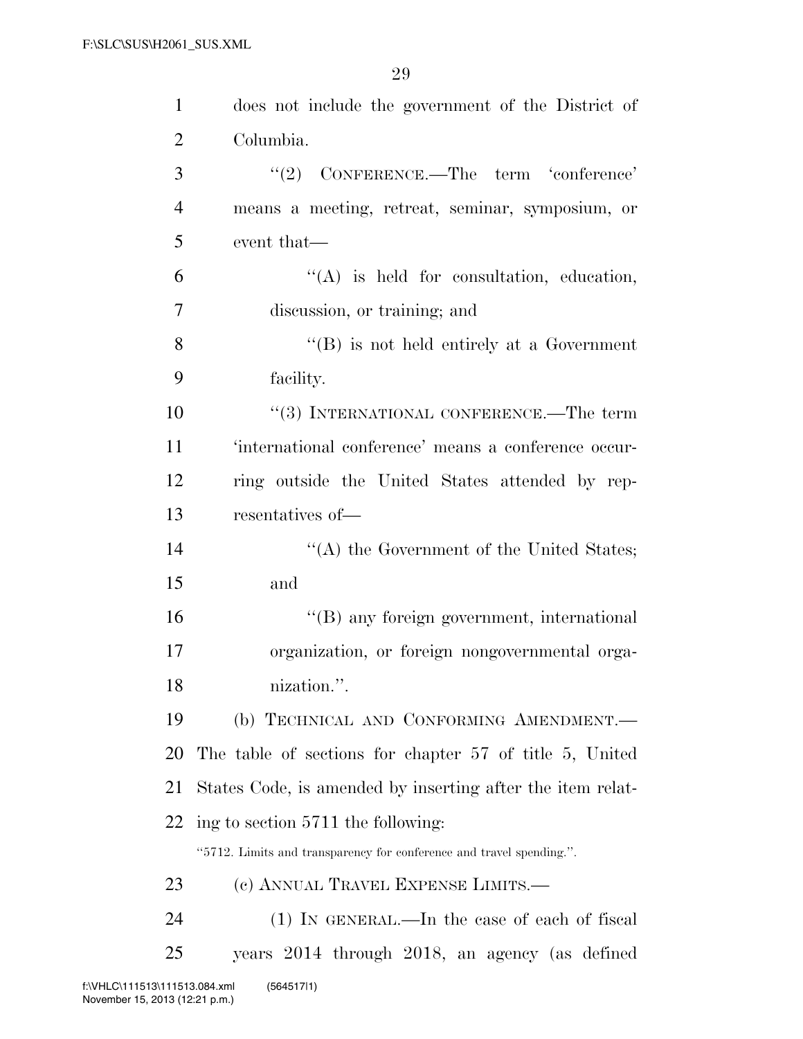does not include the government of the District of Columbia.

"(2) CONFERENCE.—The term 'conference' means a meeting, retreat, seminar, symposium, or event that—

"(A) is held for consultation, education, discussion, or training; and

"(B) is not held entirely at a Government facility.

"(3) INTERNATIONAL CONFERENCE.—The term 'international conference' means a conference occurring outside the United States attended by representatives of—

"(A) the Government of the United States; and

"(B) any foreign government, international organization, or foreign nongovernmental organization.".

(b) TECHNICAL AND CONFORMING AMENDMENT.—The table of sections for chapter 57 of title 5, United States Code, is amended by inserting after the item relating to section 5711 the following:

"5712. Limits and transparency for conference and travel spending.".

(c) ANNUAL TRAVEL EXPENSE LIMITS.—

(1) IN GENERAL.—In the case of each of fiscal years 2014 through 2018, an agency (as defined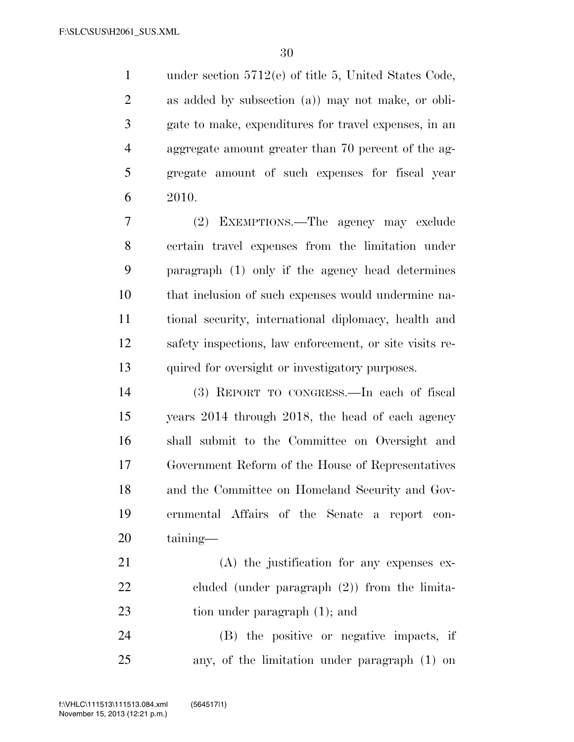under section 5712(e) of title 5, United States Code, as added by subsection (a)) may not make, or obligate to make, expenditures for travel expenses, in an aggregate amount greater than 70 percent of the aggregate amount of such expenses for fiscal year 2010.

(2) EXEMPTIONS.—The agency may exclude certain travel expenses from the limitation under paragraph (1) only if the agency head determines that inclusion of such expenses would undermine national security, international diplomacy, health and safety inspections, law enforcement, or site visits required for oversight or investigatory purposes.

(3) REPORT TO CONGRESS.—In each of fiscal years 2014 through 2018, the head of each agency shall submit to the Committee on Oversight and Government Reform of the House of Representatives and the Committee on Homeland Security and Governmental Affairs of the Senate a report containing—

(A) the justification for any expenses excluded (under paragraph (2)) from the limitation under paragraph (1); and

(B) the positive or negative impacts, if any, of the limitation under paragraph (1) on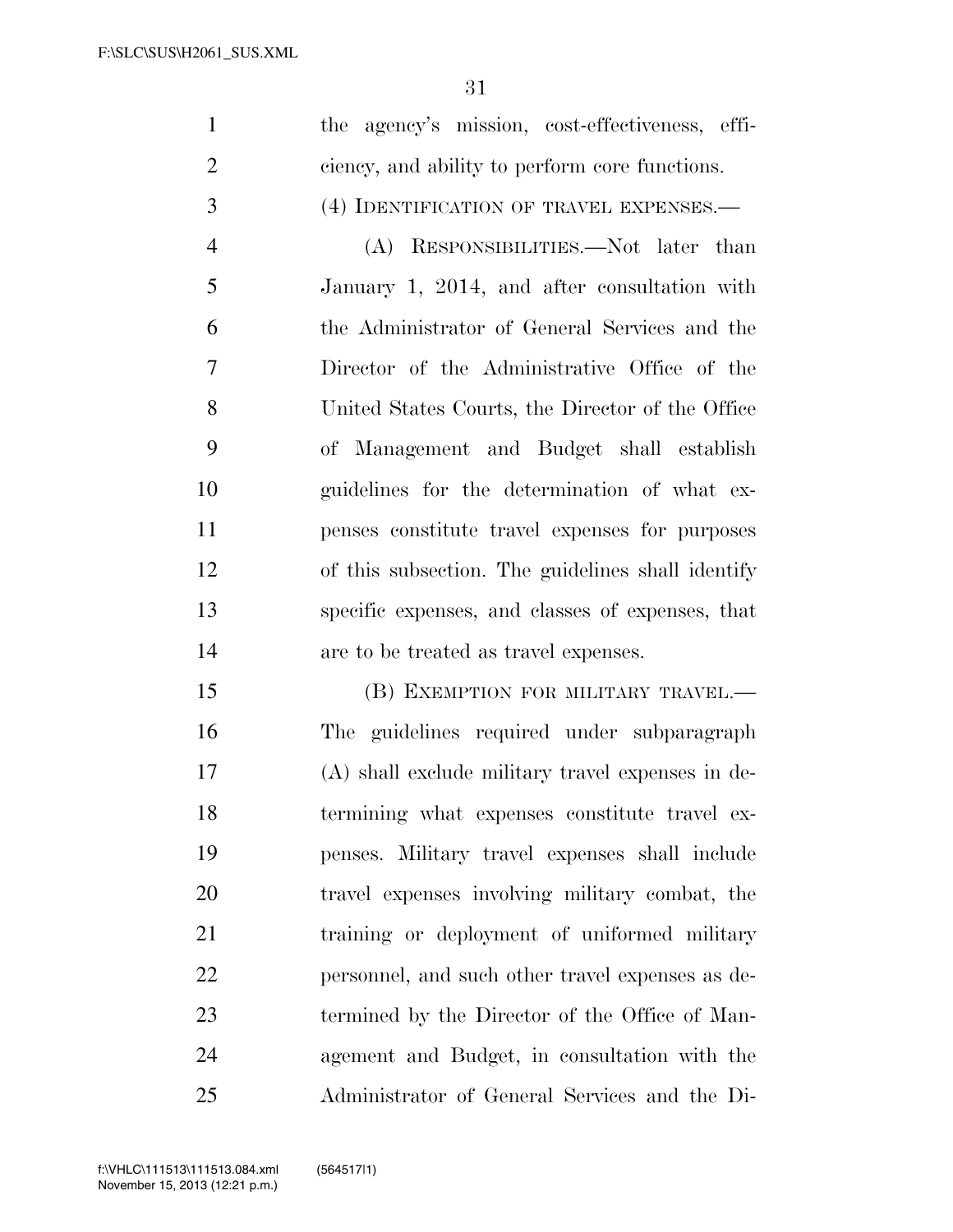the agency's mission, cost-effectiveness, efficiency, and ability to perform core functions.

(4) IDENTIFICATION OF TRAVEL EXPENSES.—

(A) RESPONSIBILITIES.—Not later than January 1, 2014, and after consultation with the Administrator of General Services and the Director of the Administrative Office of the United States Courts, the Director of the Office of Management and Budget shall establish guidelines for the determination of what expenses constitute travel expenses for purposes of this subsection. The guidelines shall identify specific expenses, and classes of expenses, that are to be treated as travel expenses.

(B) EXEMPTION FOR MILITARY TRAVEL.— The guidelines required under subparagraph (A) shall exclude military travel expenses in determining what expenses constitute travel expenses. Military travel expenses shall include travel expenses involving military combat, the training or deployment of uniformed military personnel, and such other travel expenses as determined by the Director of the Office of Management and Budget, in consultation with the Administrator of General Services and the Di-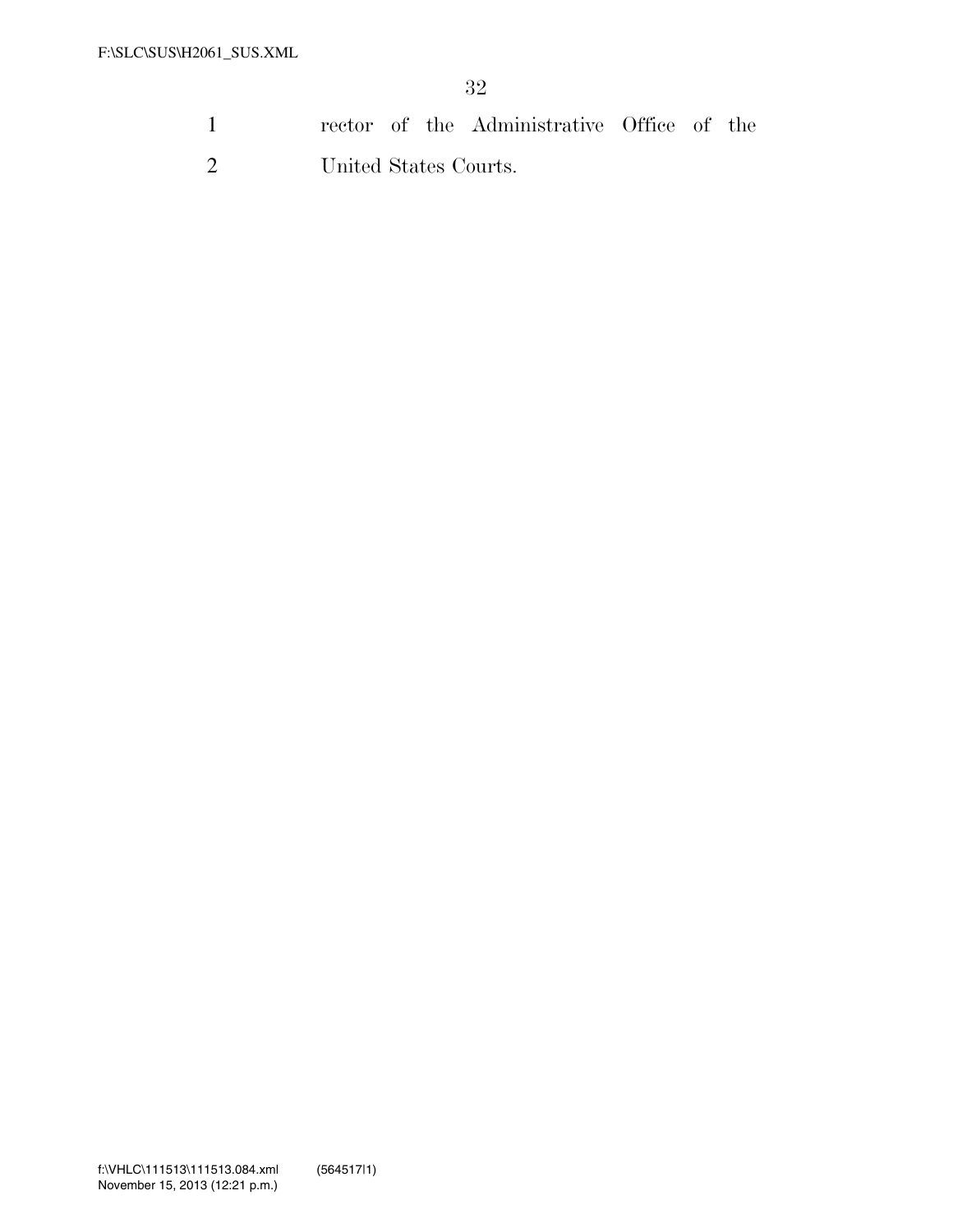rector of the Administrative Office of the United States Courts.